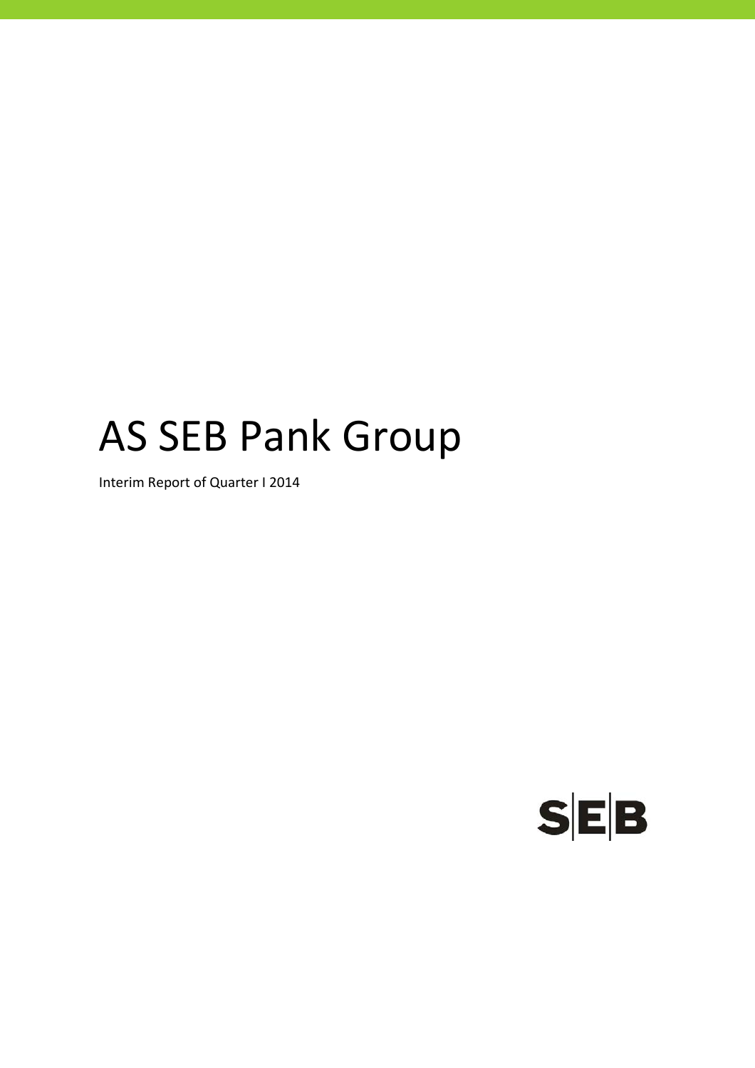# AS SEB Pank Group

Interim Report of Quarter I 2014

SEB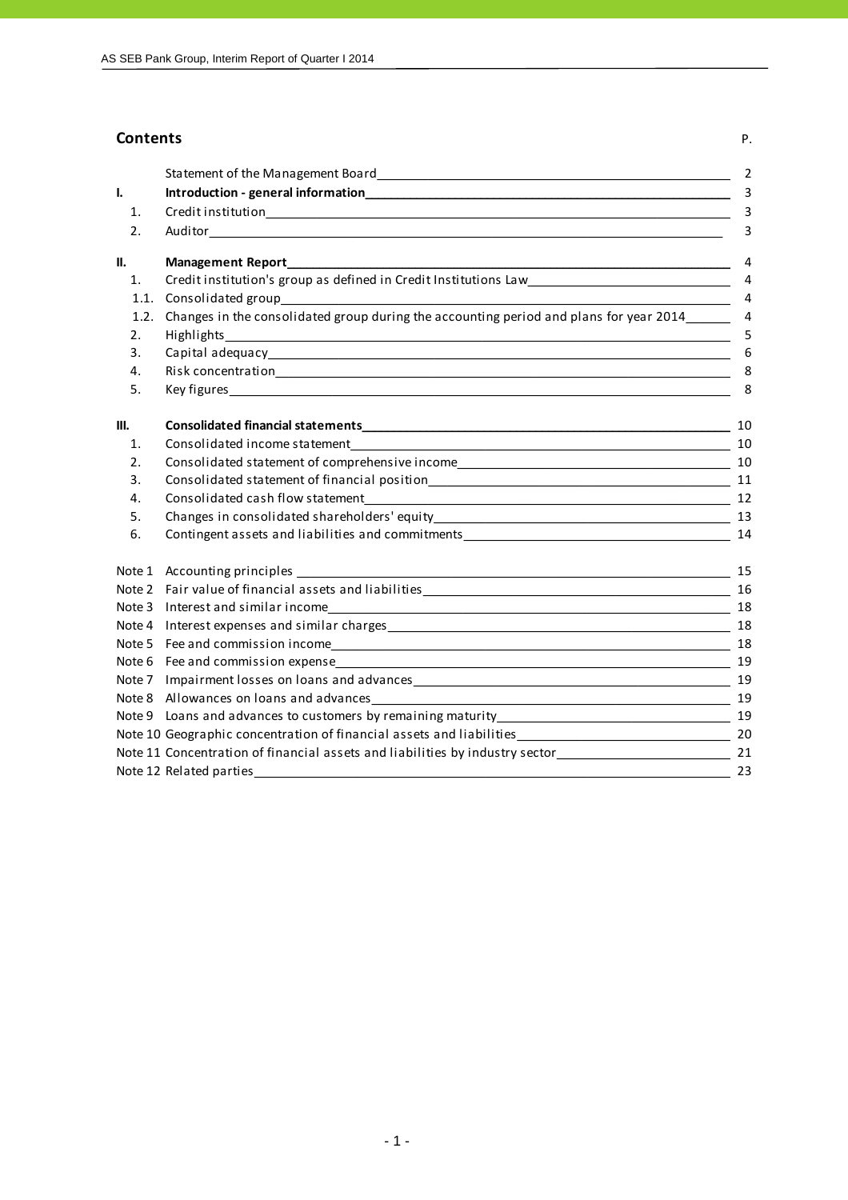## Contents

| | | P. |
|---|---|---|
| | Statement of the Management Board | 2 |
| **I.** | **Introduction - general information** | 3 |
| 1. | Credit institution | 3 |
| 2. | Auditor | 3 |
| **II.** | **Management Report** | 4 |
| 1. | Credit institution's group as defined in Credit Institutions Law | 4 |
| 1.1. | Consolidated group | 4 |
| 1.2. | Changes in the consolidated group during the accounting period and plans for year 2014 | 4 |
| 2. | Highlights | 5 |
| 3. | Capital adequacy | 6 |
| 4. | Risk concentration | 8 |
| 5. | Key figures | 8 |
| **III.** | **Consolidated financial statements** | 10 |
| 1. | Consolidated income statement | 10 |
| 2. | Consolidated statement of comprehensive income | 10 |
| 3. | Consolidated statement of financial position | 11 |
| 4. | Consolidated cash flow statement | 12 |
| 5. | Changes in consolidated shareholders' equity | 13 |
| 6. | Contingent assets and liabilities and commitments | 14 |
| Note 1 | Accounting principles | 15 |
| Note 2 | Fair value of financial assets and liabilities | 16 |
| Note 3 | Interest and similar income | 18 |
| Note 4 | Interest expenses and similar charges | 18 |
| Note 5 | Fee and commission income | 18 |
| Note 6 | Fee and commission expense | 19 |
| Note 7 | Impairment losses on loans and advances | 19 |
| Note 8 | Allowances on loans and advances | 19 |
| Note 9 | Loans and advances to customers by remaining maturity | 19 |
| Note 10 | Geographic concentration of financial assets and liabilities | 20 |
| Note 11 | Concentration of financial assets and liabilities by industry sector | 21 |
| Note 12 | Related parties | 23 |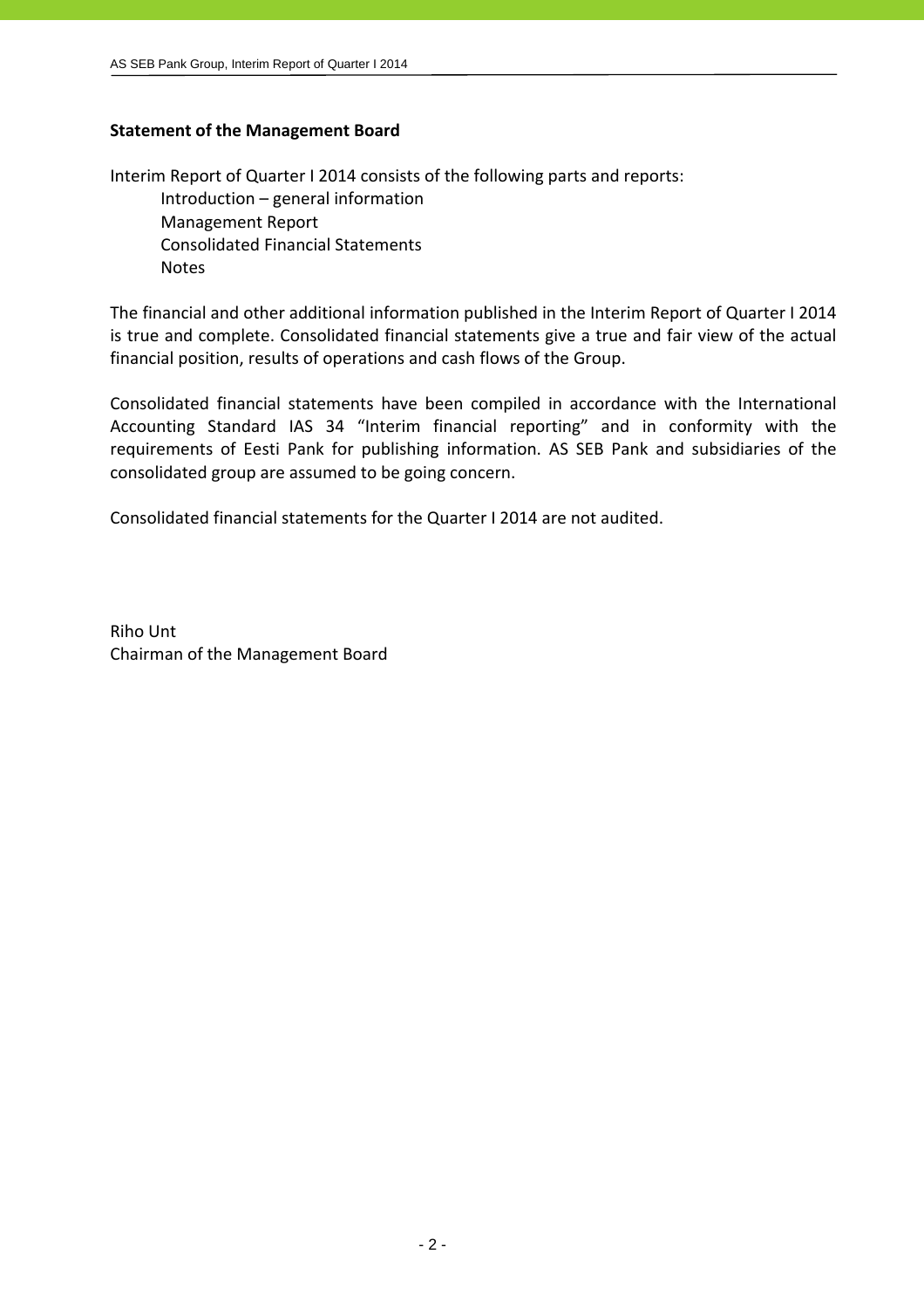## Statement of the Management Board

Interim Report of Quarter I 2014 consists of the following parts and reports:

- Introduction – general information
- Management Report
- Consolidated Financial Statements
- Notes

The financial and other additional information published in the Interim Report of Quarter I 2014 is true and complete. Consolidated financial statements give a true and fair view of the actual financial position, results of operations and cash flows of the Group.

Consolidated financial statements have been compiled in accordance with the International Accounting Standard IAS 34 "Interim financial reporting" and in conformity with the requirements of Eesti Pank for publishing information. AS SEB Pank and subsidiaries of the consolidated group are assumed to be going concern.

Consolidated financial statements for the Quarter I 2014 are not audited.

Riho Unt  
Chairman of the Management Board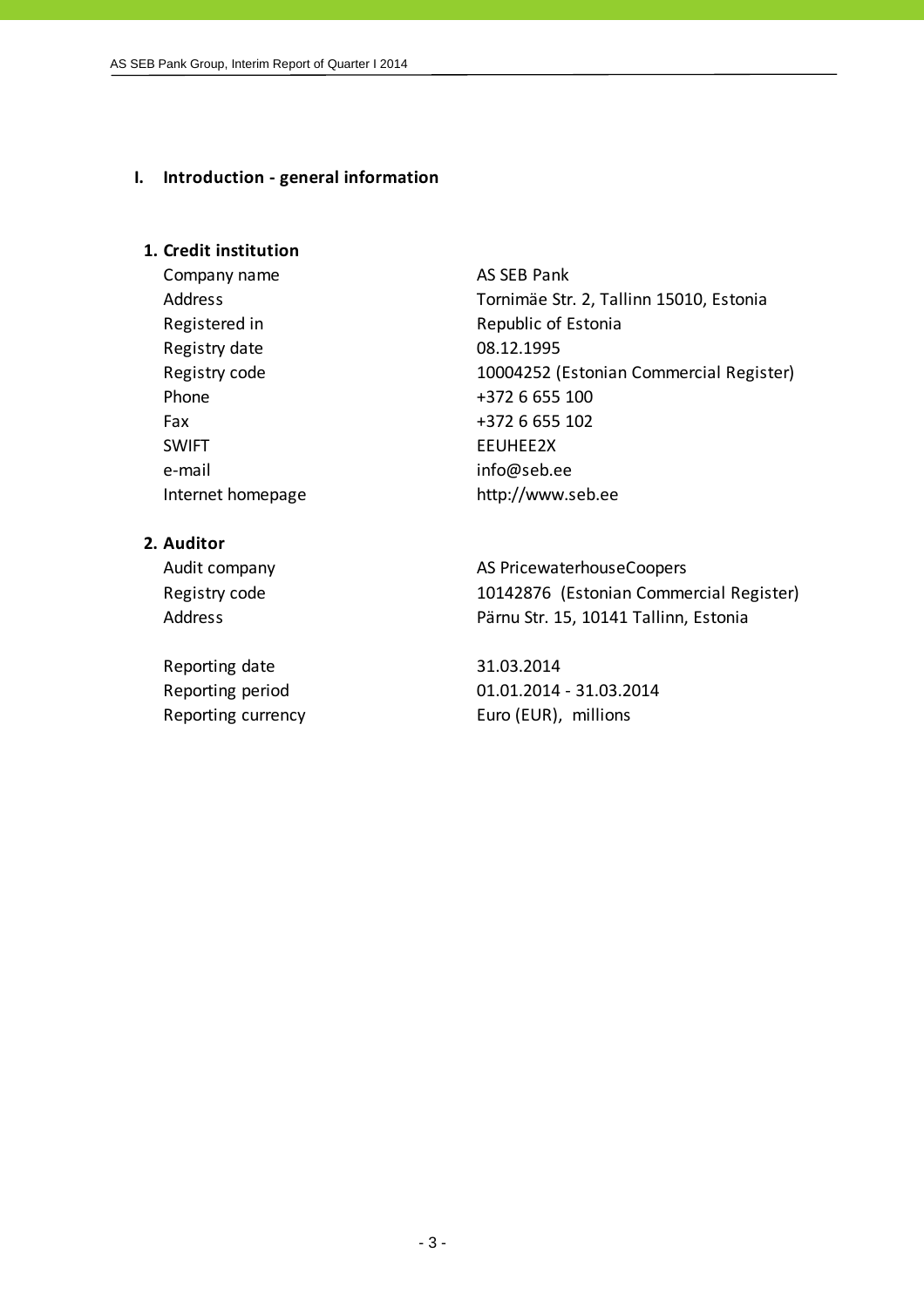# I. Introduction - general information

## 1. Credit institution

| | |
|---|---|
| Company name | AS SEB Pank |
| Address | Tornimäe Str. 2, Tallinn 15010, Estonia |
| Registered in | Republic of Estonia |
| Registry date | 08.12.1995 |
| Registry code | 10004252 (Estonian Commercial Register) |
| Phone | +372 6 655 100 |
| Fax | +372 6 655 102 |
| SWIFT | EEUHEE2X |
| e-mail | info@seb.ee |
| Internet homepage | http://www.seb.ee |

## 2. Auditor

| | |
|---|---|
| Audit company | AS PricewaterhouseCoopers |
| Registry code | 10142876 (Estonian Commercial Register) |
| Address | Pärnu Str. 15, 10141 Tallinn, Estonia |

| | |
|---|---|
| Reporting date | 31.03.2014 |
| Reporting period | 01.01.2014 - 31.03.2014 |
| Reporting currency | Euro (EUR), millions |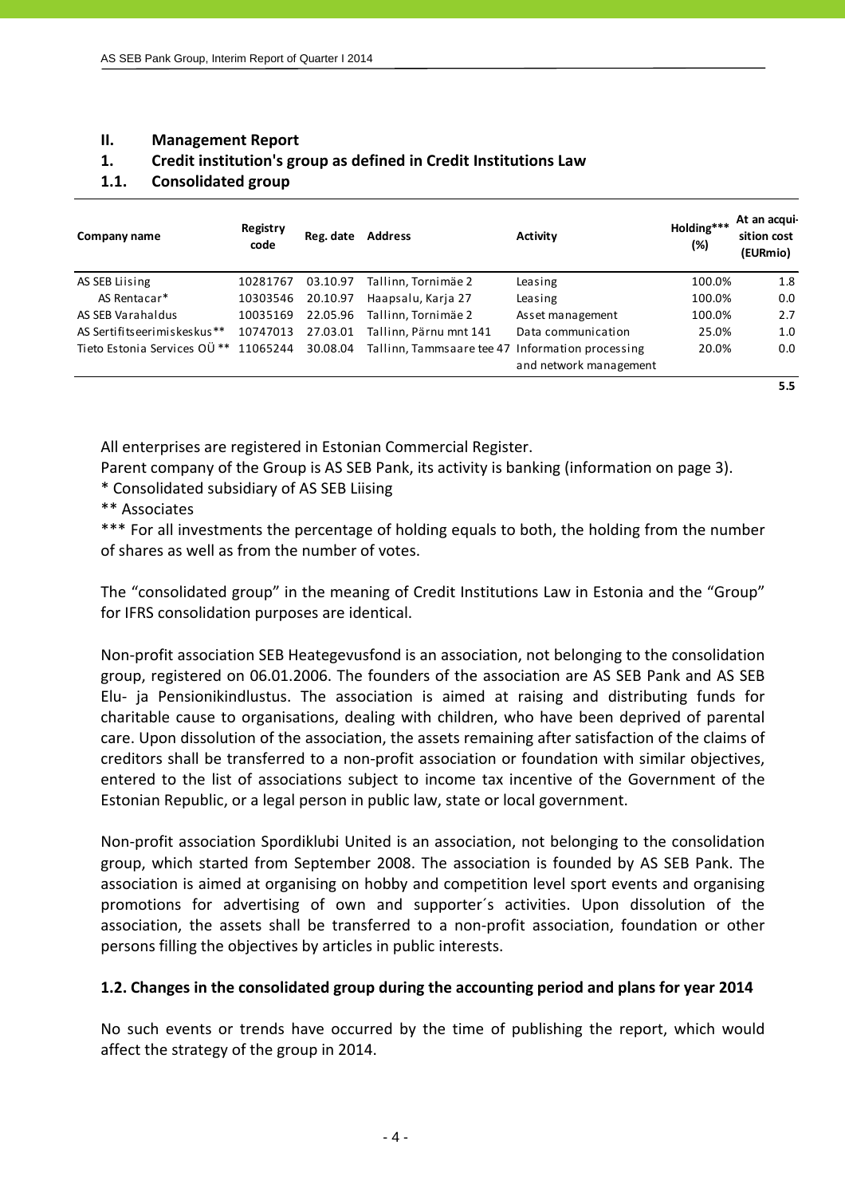## II. Management Report

## 1. Credit institution's group as defined in Credit Institutions Law

### 1.1. Consolidated group

| Company name | Registry code | Reg. date | Address | Activity | Holding*** (%) | At an acquisition cost (EURmio) |
|---|---|---|---|---|---|---|
| AS SEB Liising | 10281767 | 03.10.97 | Tallinn, Tornimäe 2 | Leasing | 100.0% | 1.8 |
| AS Rentacar* | 10303546 | 20.10.97 | Haapsalu, Karja 27 | Leasing | 100.0% | 0.0 |
| AS SEB Varahaldus | 10035169 | 22.05.96 | Tallinn, Tornimäe 2 | Asset management | 100.0% | 2.7 |
| AS Sertifitseerimiskeskus** | 10747013 | 27.03.01 | Tallinn, Pärnu mnt 141 | Data communication | 25.0% | 1.0 |
| Tieto Estonia Services OÜ ** | 11065244 | 30.08.04 | Tallinn, Tammsaare tee 47 | Information processing and network management | 20.0% | 0.0 |
| | | | | | | 5.5 |

All enterprises are registered in Estonian Commercial Register.
Parent company of the Group is AS SEB Pank, its activity is banking (information on page 3).
* Consolidated subsidiary of AS SEB Liising
** Associates
*** For all investments the percentage of holding equals to both, the holding from the number of shares as well as from the number of votes.

The "consolidated group" in the meaning of Credit Institutions Law in Estonia and the "Group" for IFRS consolidation purposes are identical.

Non-profit association SEB Heategevusfond is an association, not belonging to the consolidation group, registered on 06.01.2006. The founders of the association are AS SEB Pank and AS SEB Elu- ja Pensionikindlustus. The association is aimed at raising and distributing funds for charitable cause to organisations, dealing with children, who have been deprived of parental care. Upon dissolution of the association, the assets remaining after satisfaction of the claims of creditors shall be transferred to a non-profit association or foundation with similar objectives, entered to the list of associations subject to income tax incentive of the Government of the Estonian Republic, or a legal person in public law, state or local government.

Non-profit association Spordiklubi United is an association, not belonging to the consolidation group, which started from September 2008. The association is founded by AS SEB Pank. The association is aimed at organising on hobby and competition level sport events and organising promotions for advertising of own and supporter´s activities. Upon dissolution of the association, the assets shall be transferred to a non-profit association, foundation or other persons filling the objectives by articles in public interests.

### 1.2. Changes in the consolidated group during the accounting period and plans for year 2014

No such events or trends have occurred by the time of publishing the report, which would affect the strategy of the group in 2014.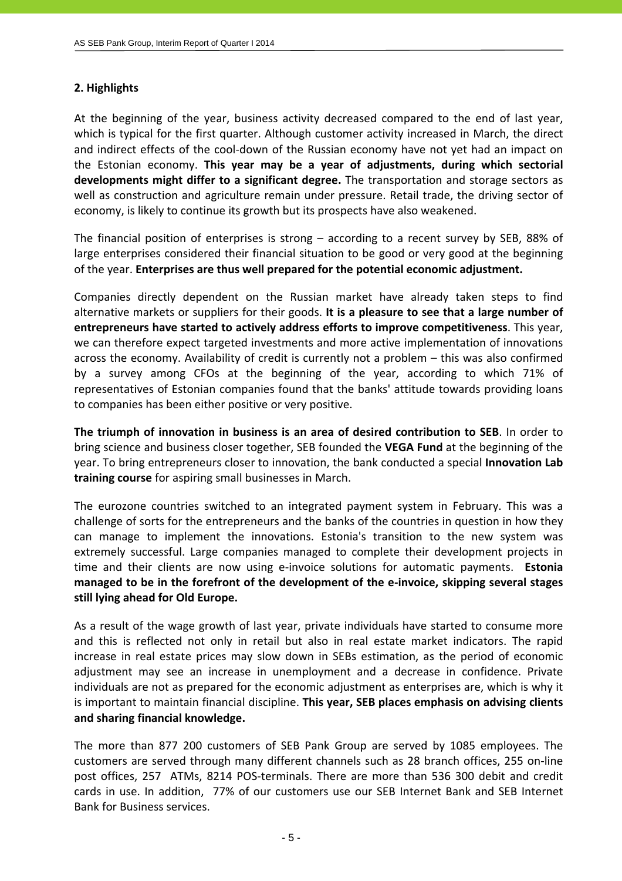## 2. Highlights

At the beginning of the year, business activity decreased compared to the end of last year, which is typical for the first quarter. Although customer activity increased in March, the direct and indirect effects of the cool-down of the Russian economy have not yet had an impact on the Estonian economy. **This year may be a year of adjustments, during which sectorial developments might differ to a significant degree.** The transportation and storage sectors as well as construction and agriculture remain under pressure. Retail trade, the driving sector of economy, is likely to continue its growth but its prospects have also weakened.

The financial position of enterprises is strong – according to a recent survey by SEB, 88% of large enterprises considered their financial situation to be good or very good at the beginning of the year. **Enterprises are thus well prepared for the potential economic adjustment.**

Companies directly dependent on the Russian market have already taken steps to find alternative markets or suppliers for their goods. **It is a pleasure to see that a large number of entrepreneurs have started to actively address efforts to improve competitiveness**. This year, we can therefore expect targeted investments and more active implementation of innovations across the economy. Availability of credit is currently not a problem – this was also confirmed by a survey among CFOs at the beginning of the year, according to which 71% of representatives of Estonian companies found that the banks' attitude towards providing loans to companies has been either positive or very positive.

**The triumph of innovation in business is an area of desired contribution to SEB**. In order to bring science and business closer together, SEB founded the **VEGA Fund** at the beginning of the year. To bring entrepreneurs closer to innovation, the bank conducted a special **Innovation Lab training course** for aspiring small businesses in March.

The eurozone countries switched to an integrated payment system in February. This was a challenge of sorts for the entrepreneurs and the banks of the countries in question in how they can manage to implement the innovations. Estonia's transition to the new system was extremely successful. Large companies managed to complete their development projects in time and their clients are now using e-invoice solutions for automatic payments. **Estonia managed to be in the forefront of the development of the e-invoice, skipping several stages still lying ahead for Old Europe.**

As a result of the wage growth of last year, private individuals have started to consume more and this is reflected not only in retail but also in real estate market indicators. The rapid increase in real estate prices may slow down in SEBs estimation, as the period of economic adjustment may see an increase in unemployment and a decrease in confidence. Private individuals are not as prepared for the economic adjustment as enterprises are, which is why it is important to maintain financial discipline. **This year, SEB places emphasis on advising clients and sharing financial knowledge.**

The more than 877 200 customers of SEB Pank Group are served by 1085 employees. The customers are served through many different channels such as 28 branch offices, 255 on-line post offices, 257 ATMs, 8214 POS-terminals. There are more than 536 300 debit and credit cards in use. In addition, 77% of our customers use our SEB Internet Bank and SEB Internet Bank for Business services.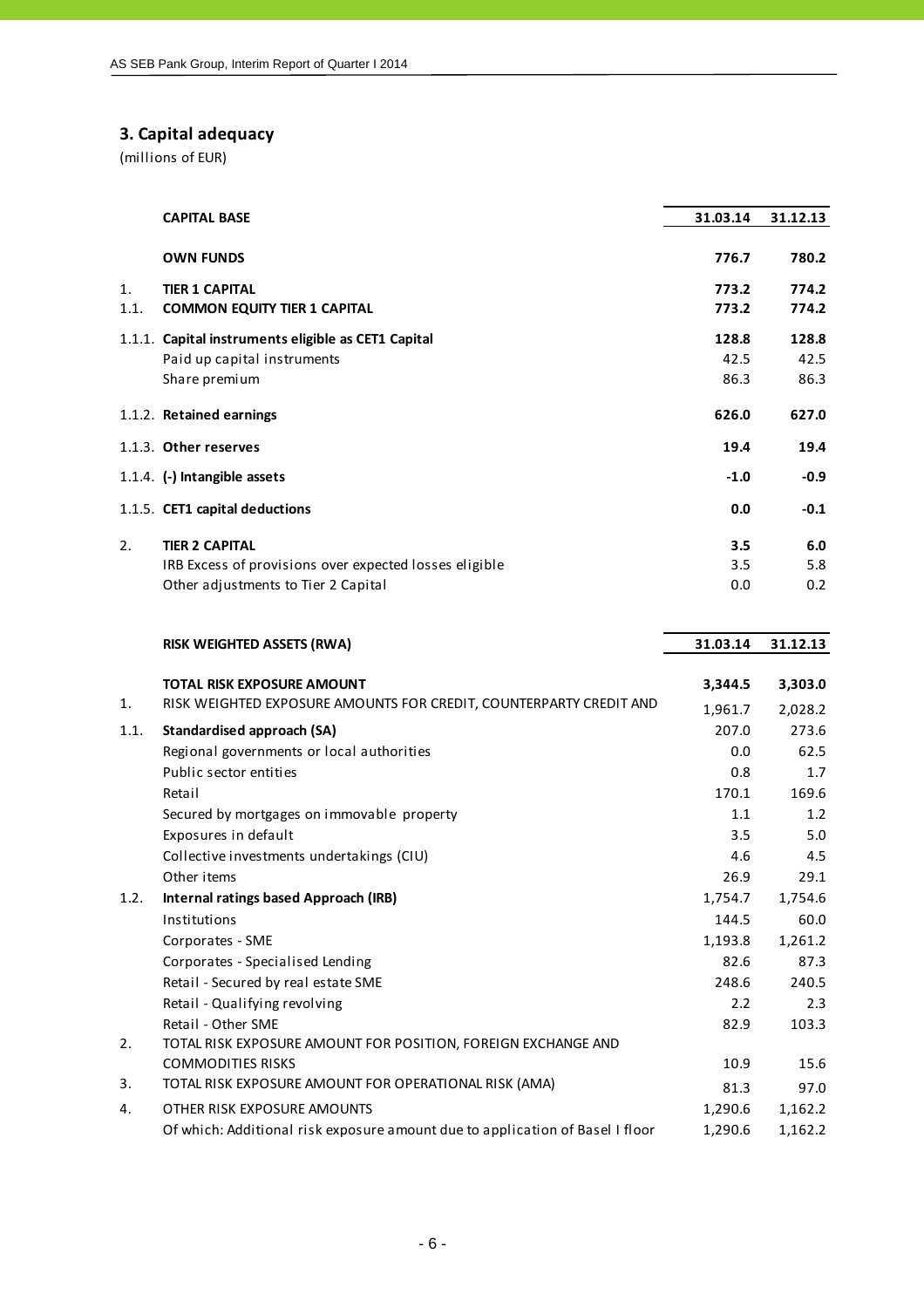## 3. Capital adequacy

(millions of EUR)

| | CAPITAL BASE | 31.03.14 | 31.12.13 |
|---|---|---|---|
| | **OWN FUNDS** | **776.7** | **780.2** |
| 1. | **TIER 1 CAPITAL** | **773.2** | **774.2** |
| 1.1. | **COMMON EQUITY TIER 1 CAPITAL** | **773.2** | **774.2** |
| 1.1.1. | **Capital instruments eligible as CET1 Capital** | **128.8** | **128.8** |
| | Paid up capital instruments | 42.5 | 42.5 |
| | Share premium | 86.3 | 86.3 |
| 1.1.2. | **Retained earnings** | **626.0** | **627.0** |
| 1.1.3. | **Other reserves** | **19.4** | **19.4** |
| 1.1.4. | **(-) Intangible assets** | **-1.0** | **-0.9** |
| 1.1.5. | **CET1 capital deductions** | **0.0** | **-0.1** |
| 2. | **TIER 2 CAPITAL** | **3.5** | **6.0** |
| | IRB Excess of provisions over expected losses eligible | 3.5 | 5.8 |
| | Other adjustments to Tier 2 Capital | 0.0 | 0.2 |

| | RISK WEIGHTED ASSETS (RWA) | 31.03.14 | 31.12.13 |
|---|---|---|---|
| | **TOTAL RISK EXPOSURE AMOUNT** | **3,344.5** | **3,303.0** |
| 1. | RISK WEIGHTED EXPOSURE AMOUNTS FOR CREDIT, COUNTERPARTY CREDIT AND | 1,961.7 | 2,028.2 |
| 1.1. | **Standardised approach (SA)** | 207.0 | 273.6 |
| | Regional governments or local authorities | 0.0 | 62.5 |
| | Public sector entities | 0.8 | 1.7 |
| | Retail | 170.1 | 169.6 |
| | Secured by mortgages on immovable property | 1.1 | 1.2 |
| | Exposures in default | 3.5 | 5.0 |
| | Collective investments undertakings (CIU) | 4.6 | 4.5 |
| | Other items | 26.9 | 29.1 |
| 1.2. | **Internal ratings based Approach (IRB)** | 1,754.7 | 1,754.6 |
| | Institutions | 144.5 | 60.0 |
| | Corporates - SME | 1,193.8 | 1,261.2 |
| | Corporates - Specialised Lending | 82.6 | 87.3 |
| | Retail - Secured by real estate SME | 248.6 | 240.5 |
| | Retail - Qualifying revolving | 2.2 | 2.3 |
| | Retail - Other SME | 82.9 | 103.3 |
| 2. | TOTAL RISK EXPOSURE AMOUNT FOR POSITION, FOREIGN EXCHANGE AND COMMODITIES RISKS | 10.9 | 15.6 |
| 3. | TOTAL RISK EXPOSURE AMOUNT FOR OPERATIONAL RISK (AMA) | 81.3 | 97.0 |
| 4. | OTHER RISK EXPOSURE AMOUNTS | 1,290.6 | 1,162.2 |
| | Of which: Additional risk exposure amount due to application of Basel I floor | 1,290.6 | 1,162.2 |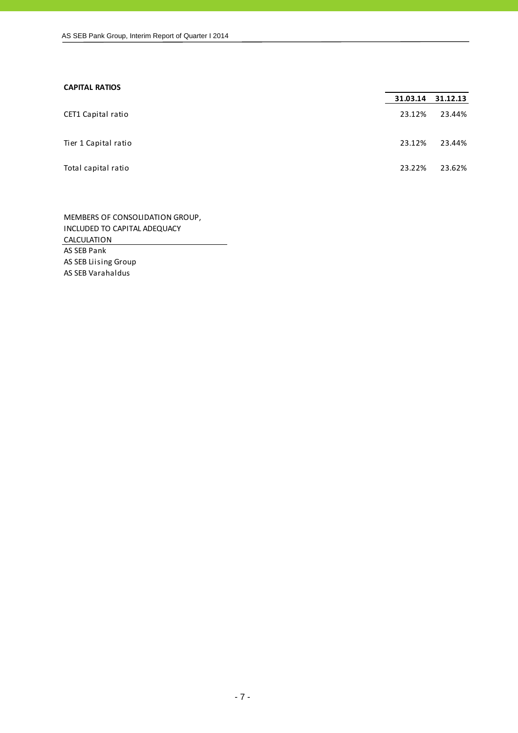**CAPITAL RATIOS**

| | 31.03.14 | 31.12.13 |
|---|---|---|
| CET1 Capital ratio | 23.12% | 23.44% |
| Tier 1 Capital ratio | 23.12% | 23.44% |
| Total capital ratio | 23.22% | 23.62% |

| MEMBERS OF CONSOLIDATION GROUP, INCLUDED TO CAPITAL ADEQUACY CALCULATION |
|---|
| AS SEB Pank |
| AS SEB Liising Group |
| AS SEB Varahaldus |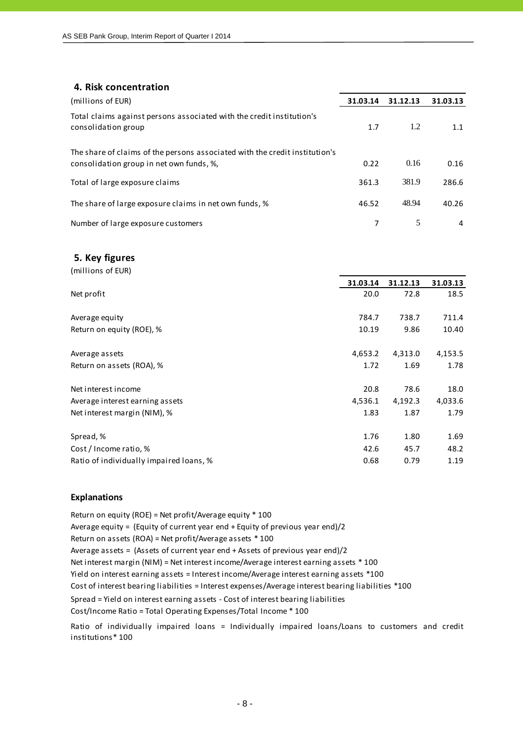## 4. Risk concentration

| (millions of EUR) | 31.03.14 | 31.12.13 | 31.03.13 |
|---|---|---|---|
| Total claims against persons associated with the credit institution's consolidation group | 1.7 | 1.2 | 1.1 |
| The share of claims of the persons associated with the credit institution's consolidation group in net own funds, %, | 0.22 | 0.16 | 0.16 |
| Total of large exposure claims | 361.3 | 381.9 | 286.6 |
| The share of large exposure claims in net own funds, % | 46.52 | 48.94 | 40.26 |
| Number of large exposure customers | 7 | 5 | 4 |

## 5. Key figures

(millions of EUR)

| | 31.03.14 | 31.12.13 | 31.03.13 |
|---|---|---|---|
| Net profit | 20.0 | 72.8 | 18.5 |
| Average equity | 784.7 | 738.7 | 711.4 |
| Return on equity (ROE), % | 10.19 | 9.86 | 10.40 |
| Average assets | 4,653.2 | 4,313.0 | 4,153.5 |
| Return on assets (ROA), % | 1.72 | 1.69 | 1.78 |
| Net interest income | 20.8 | 78.6 | 18.0 |
| Average interest earning assets | 4,536.1 | 4,192.3 | 4,033.6 |
| Net interest margin (NIM), % | 1.83 | 1.87 | 1.79 |
| Spread, % | 1.76 | 1.80 | 1.69 |
| Cost / Income ratio, % | 42.6 | 45.7 | 48.2 |
| Ratio of individually impaired loans, % | 0.68 | 0.79 | 1.19 |

### Explanations

Return on equity (ROE) = Net profit/Average equity * 100

Average equity = (Equity of current year end + Equity of previous year end)/2

Return on assets (ROA) = Net profit/Average assets * 100

Average assets = (Assets of current year end + Assets of previous year end)/2

Net interest margin (NIM) = Net interest income/Average interest earning assets * 100

Yield on interest earning assets = Interest income/Average interest earning assets *100

Cost of interest bearing liabilities = Interest expenses/Average interest bearing liabilities *100

Spread = Yield on interest earning assets - Cost of interest bearing liabilities

Cost/Income Ratio = Total Operating Expenses/Total Income * 100

Ratio of individually impaired loans = Individually impaired loans/Loans to customers and credit institutions* 100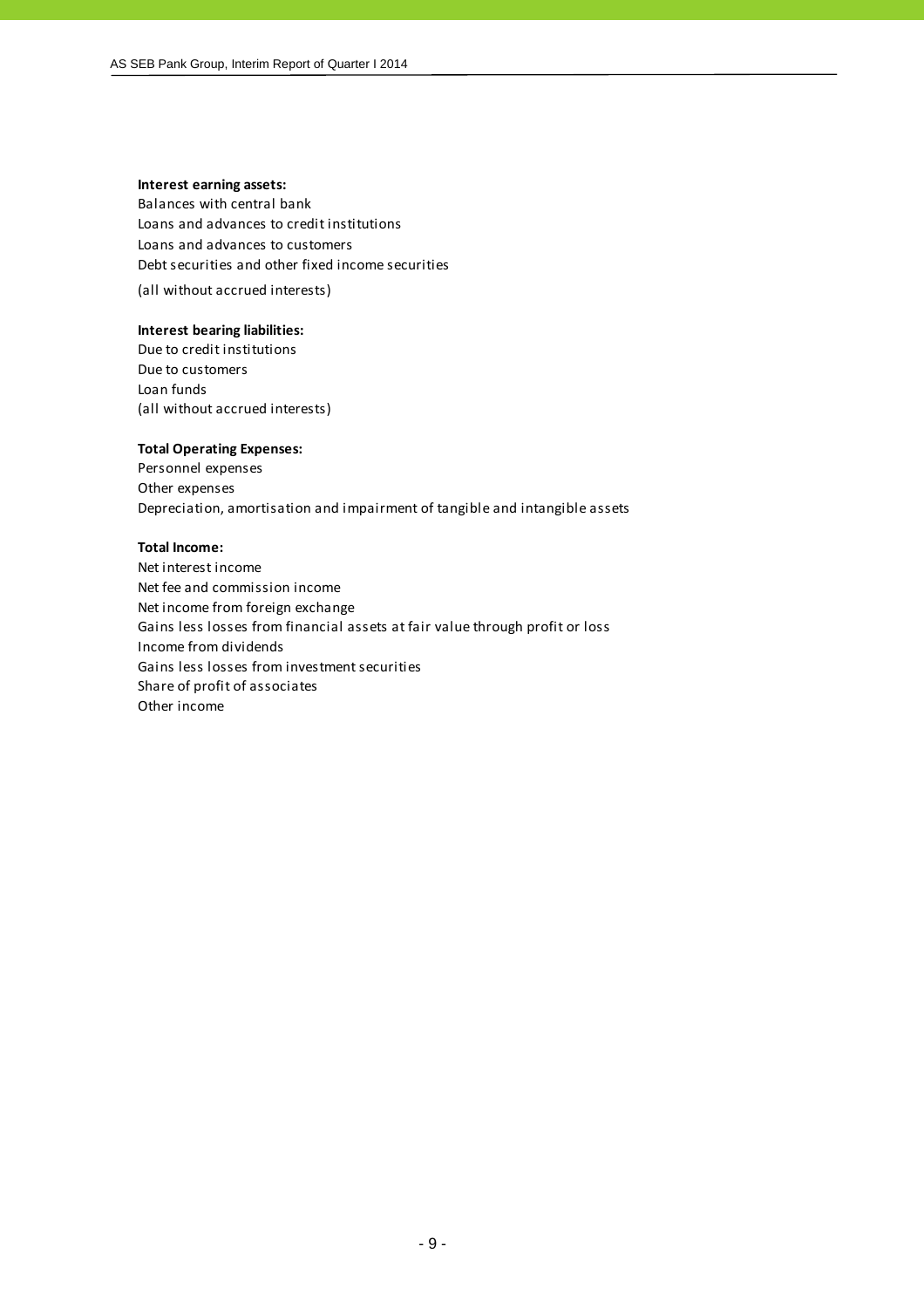**Interest earning assets:**
Balances with central bank
Loans and advances to credit institutions
Loans and advances to customers
Debt securities and other fixed income securities
(all without accrued interests)

**Interest bearing liabilities:**
Due to credit institutions
Due to customers
Loan funds
(all without accrued interests)

**Total Operating Expenses:**
Personnel expenses
Other expenses
Depreciation, amortisation and impairment of tangible and intangible assets

**Total Income:**
Net interest income
Net fee and commission income
Net income from foreign exchange
Gains less losses from financial assets at fair value through profit or loss
Income from dividends
Gains less losses from investment securities
Share of profit of associates
Other income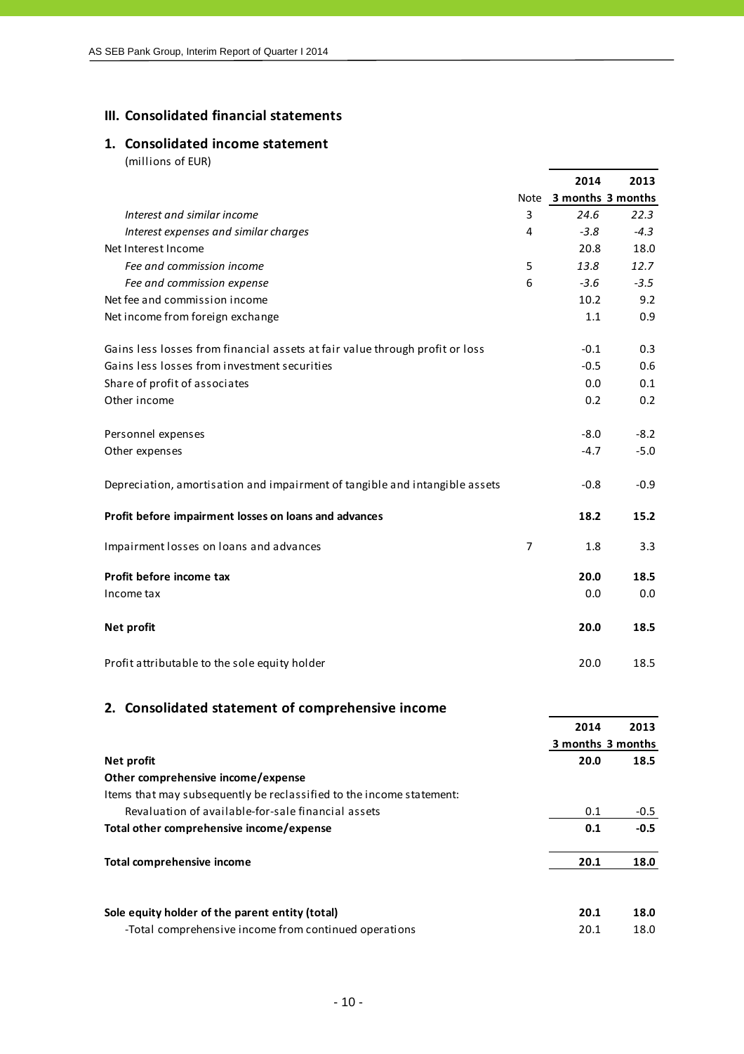## III. Consolidated financial statements

### 1. Consolidated income statement

(millions of EUR)

| | Note | 2014<br>3 months | 2013<br>3 months |
|---|---|---|---|
| *Interest and similar income* | 3 | *24.6* | *22.3* |
| *Interest expenses and similar charges* | 4 | *-3.8* | *-4.3* |
| Net Interest Income | | 20.8 | 18.0 |
| *Fee and commission income* | 5 | *13.8* | *12.7* |
| *Fee and commission expense* | 6 | *-3.6* | *-3.5* |
| Net fee and commission income | | 10.2 | 9.2 |
| Net income from foreign exchange | | 1.1 | 0.9 |
| Gains less losses from financial assets at fair value through profit or loss | | -0.1 | 0.3 |
| Gains less losses from investment securities | | -0.5 | 0.6 |
| Share of profit of associates | | 0.0 | 0.1 |
| Other income | | 0.2 | 0.2 |
| Personnel expenses | | -8.0 | -8.2 |
| Other expenses | | -4.7 | -5.0 |
| Depreciation, amortisation and impairment of tangible and intangible assets | | -0.8 | -0.9 |
| **Profit before impairment losses on loans and advances** | | **18.2** | **15.2** |
| Impairment losses on loans and advances | 7 | 1.8 | 3.3 |
| **Profit before income tax** | | **20.0** | **18.5** |
| Income tax | | 0.0 | 0.0 |
| **Net profit** | | **20.0** | **18.5** |
| Profit attributable to the sole equity holder | | 20.0 | 18.5 |

### 2. Consolidated statement of comprehensive income

| | 2014<br>3 months | 2013<br>3 months |
|---|---|---|
| **Net profit** | **20.0** | **18.5** |
| **Other comprehensive income/expense** | | |
| Items that may subsequently be reclassified to the income statement: | | |
| Revaluation of available-for-sale financial assets | 0.1 | -0.5 |
| **Total other comprehensive income/expense** | **0.1** | **-0.5** |
| **Total comprehensive income** | **20.1** | **18.0** |
| **Sole equity holder of the parent entity (total)** | **20.1** | **18.0** |
| -Total comprehensive income from continued operations | 20.1 | 18.0 |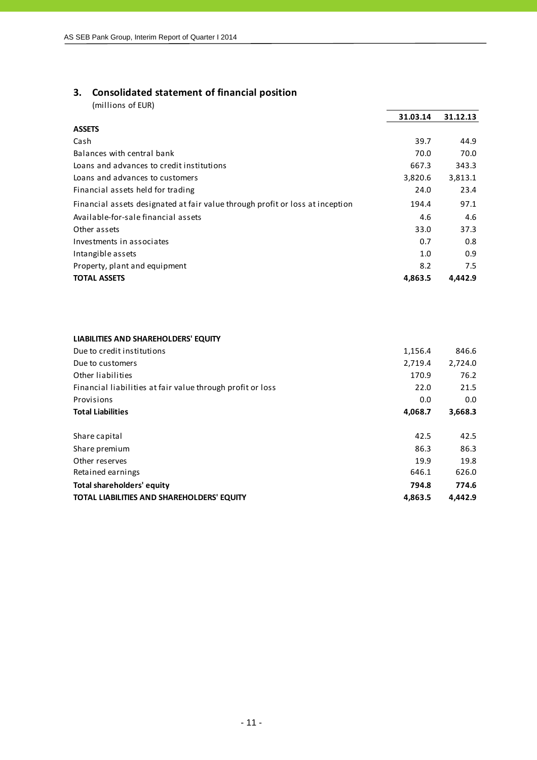## 3. Consolidated statement of financial position

(millions of EUR)

| | 31.03.14 | 31.12.13 |
|---|---|---|
| **ASSETS** | | |
| Cash | 39.7 | 44.9 |
| Balances with central bank | 70.0 | 70.0 |
| Loans and advances to credit institutions | 667.3 | 343.3 |
| Loans and advances to customers | 3,820.6 | 3,813.1 |
| Financial assets held for trading | 24.0 | 23.4 |
| Financial assets designated at fair value through profit or loss at inception | 194.4 | 97.1 |
| Available-for-sale financial assets | 4.6 | 4.6 |
| Other assets | 33.0 | 37.3 |
| Investments in associates | 0.7 | 0.8 |
| Intangible assets | 1.0 | 0.9 |
| Property, plant and equipment | 8.2 | 7.5 |
| **TOTAL ASSETS** | **4,863.5** | **4,442.9** |
| | | |
| **LIABILITIES AND SHAREHOLDERS' EQUITY** | | |
| Due to credit institutions | 1,156.4 | 846.6 |
| Due to customers | 2,719.4 | 2,724.0 |
| Other liabilities | 170.9 | 76.2 |
| Financial liabilities at fair value through profit or loss | 22.0 | 21.5 |
| Provisions | 0.0 | 0.0 |
| **Total Liabilities** | **4,068.7** | **3,668.3** |
| | | |
| Share capital | 42.5 | 42.5 |
| Share premium | 86.3 | 86.3 |
| Other reserves | 19.9 | 19.8 |
| Retained earnings | 646.1 | 626.0 |
| **Total shareholders' equity** | **794.8** | **774.6** |
| **TOTAL LIABILITIES AND SHAREHOLDERS' EQUITY** | **4,863.5** | **4,442.9** |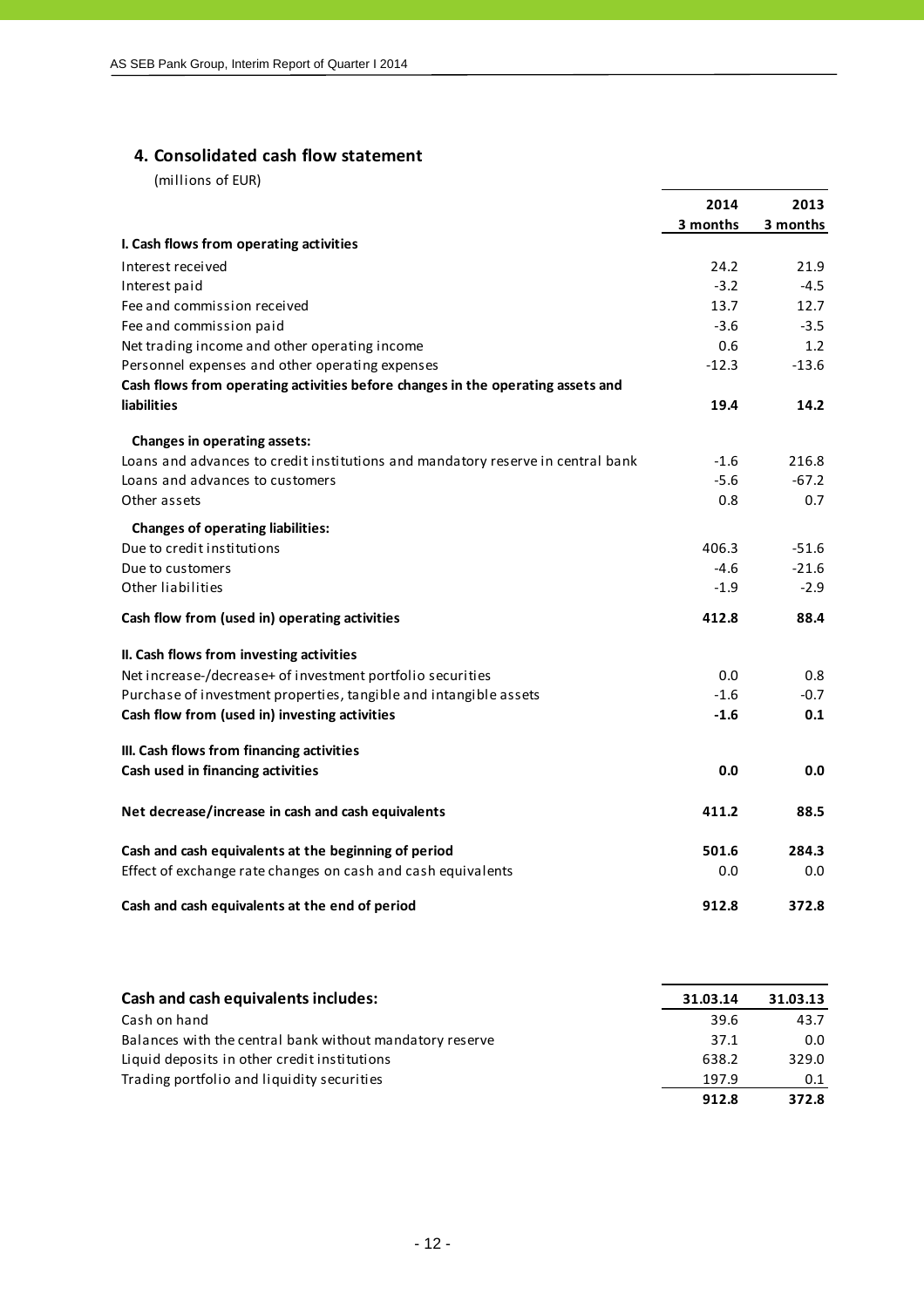## 4. Consolidated cash flow statement

(millions of EUR)

| | 2014<br>3 months | 2013<br>3 months |
|---|---|---|
| **I. Cash flows from operating activities** | | |
| Interest received | 24.2 | 21.9 |
| Interest paid | -3.2 | -4.5 |
| Fee and commission received | 13.7 | 12.7 |
| Fee and commission paid | -3.6 | -3.5 |
| Net trading income and other operating income | 0.6 | 1.2 |
| Personnel expenses and other operating expenses | -12.3 | -13.6 |
| **Cash flows from operating activities before changes in the operating assets and liabilities** | **19.4** | **14.2** |
| **Changes in operating assets:** | | |
| Loans and advances to credit institutions and mandatory reserve in central bank | -1.6 | 216.8 |
| Loans and advances to customers | -5.6 | -67.2 |
| Other assets | 0.8 | 0.7 |
| **Changes of operating liabilities:** | | |
| Due to credit institutions | 406.3 | -51.6 |
| Due to customers | -4.6 | -21.6 |
| Other liabilities | -1.9 | -2.9 |
| **Cash flow from (used in) operating activities** | **412.8** | **88.4** |
| **II. Cash flows from investing activities** | | |
| Net increase-/decrease+ of investment portfolio securities | 0.0 | 0.8 |
| Purchase of investment properties, tangible and intangible assets | -1.6 | -0.7 |
| **Cash flow from (used in) investing activities** | **-1.6** | **0.1** |
| **III. Cash flows from financing activities** | | |
| **Cash used in financing activities** | **0.0** | **0.0** |
| **Net decrease/increase in cash and cash equivalents** | **411.2** | **88.5** |
| **Cash and cash equivalents at the beginning of period** | **501.6** | **284.3** |
| Effect of exchange rate changes on cash and cash equivalents | 0.0 | 0.0 |
| **Cash and cash equivalents at the end of period** | **912.8** | **372.8** |

| **Cash and cash equivalents includes:** | 31.03.14 | 31.03.13 |
|---|---|---|
| Cash on hand | 39.6 | 43.7 |
| Balances with the central bank without mandatory reserve | 37.1 | 0.0 |
| Liquid deposits in other credit institutions | 638.2 | 329.0 |
| Trading portfolio and liquidity securities | 197.9 | 0.1 |
| | **912.8** | **372.8** |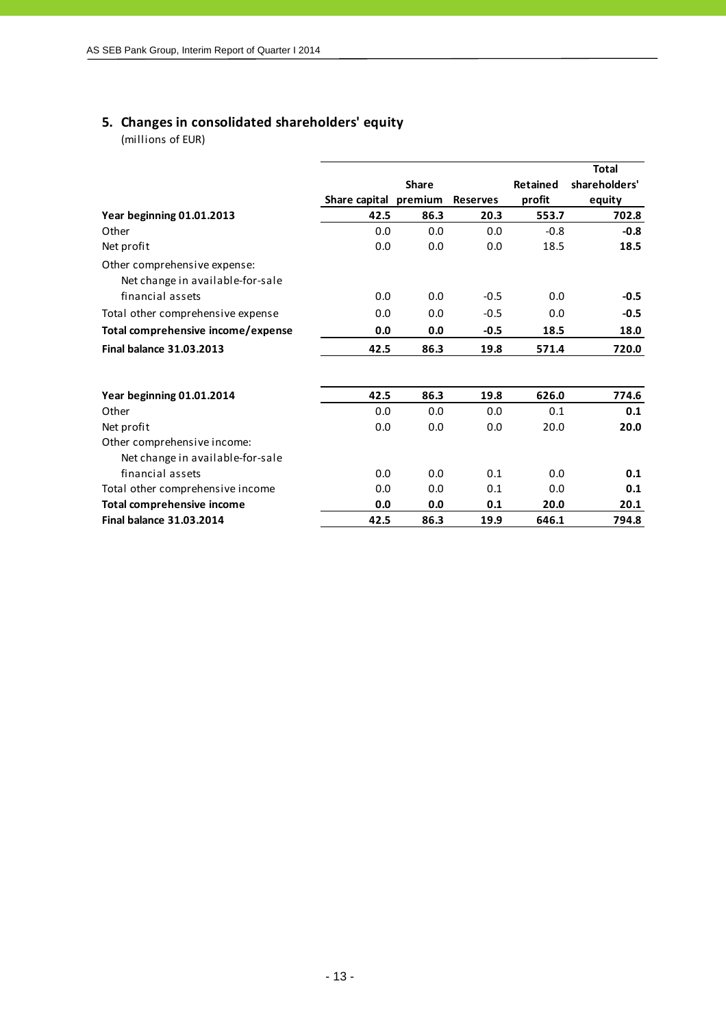## 5. Changes in consolidated shareholders' equity

(millions of EUR)

| | Share capital | Share premium | Reserves | Retained profit | Total shareholders' equity |
|---|---|---|---|---|---|
| **Year beginning 01.01.2013** | **42.5** | **86.3** | **20.3** | **553.7** | **702.8** |
| Other | 0.0 | 0.0 | 0.0 | -0.8 | **-0.8** |
| Net profit | 0.0 | 0.0 | 0.0 | 18.5 | **18.5** |
| Other comprehensive expense: | | | | | |
| Net change in available-for-sale financial assets | 0.0 | 0.0 | -0.5 | 0.0 | **-0.5** |
| Total other comprehensive expense | 0.0 | 0.0 | -0.5 | 0.0 | **-0.5** |
| **Total comprehensive income/expense** | **0.0** | **0.0** | **-0.5** | **18.5** | **18.0** |
| **Final balance 31.03.2013** | **42.5** | **86.3** | **19.8** | **571.4** | **720.0** |
| | | | | | |
| **Year beginning 01.01.2014** | **42.5** | **86.3** | **19.8** | **626.0** | **774.6** |
| Other | 0.0 | 0.0 | 0.0 | 0.1 | **0.1** |
| Net profit | 0.0 | 0.0 | 0.0 | 20.0 | **20.0** |
| Other comprehensive income: | | | | | |
| Net change in available-for-sale financial assets | 0.0 | 0.0 | 0.1 | 0.0 | **0.1** |
| Total other comprehensive income | 0.0 | 0.0 | 0.1 | 0.0 | **0.1** |
| **Total comprehensive income** | **0.0** | **0.0** | **0.1** | **20.0** | **20.1** |
| **Final balance 31.03.2014** | **42.5** | **86.3** | **19.9** | **646.1** | **794.8** |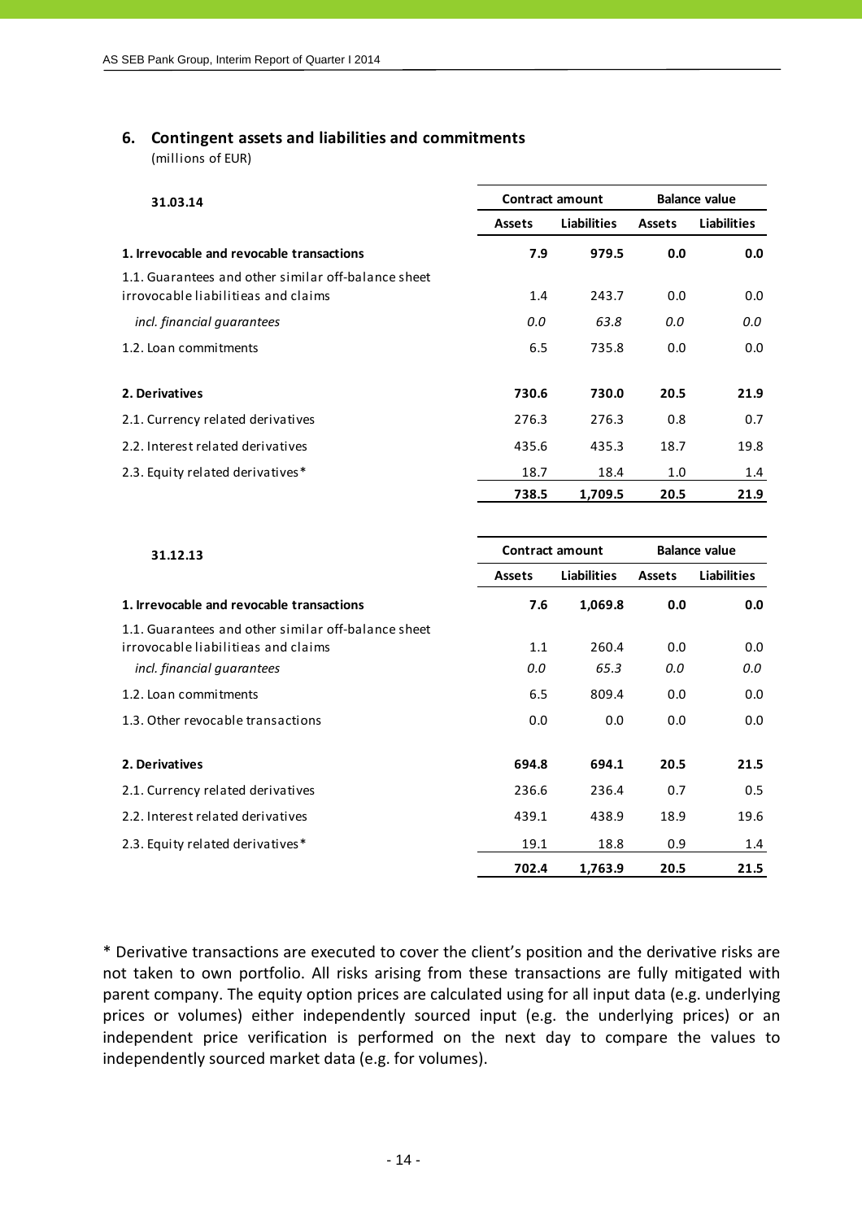## 6. Contingent assets and liabilities and commitments

(millions of EUR)

| 31.03.14 | Contract amount | | Balance value | |
|---|---|---|---|---|
| | Assets | Liabilities | Assets | Liabilities |
| **1. Irrevocable and revocable transactions** | **7.9** | **979.5** | **0.0** | **0.0** |
| 1.1. Guarantees and other similar off-balance sheet irrevocable liabilitieas and claims | 1.4 | 243.7 | 0.0 | 0.0 |
| *incl. financial guarantees* | *0.0* | *63.8* | *0.0* | *0.0* |
| 1.2. Loan commitments | 6.5 | 735.8 | 0.0 | 0.0 |
| **2. Derivatives** | **730.6** | **730.0** | **20.5** | **21.9** |
| 2.1. Currency related derivatives | 276.3 | 276.3 | 0.8 | 0.7 |
| 2.2. Interest related derivatives | 435.6 | 435.3 | 18.7 | 19.8 |
| 2.3. Equity related derivatives* | 18.7 | 18.4 | 1.0 | 1.4 |
| | **738.5** | **1,709.5** | **20.5** | **21.9** |

| 31.12.13 | Contract amount | | Balance value | |
|---|---|---|---|---|
| | Assets | Liabilities | Assets | Liabilities |
| **1. Irrevocable and revocable transactions** | **7.6** | **1,069.8** | **0.0** | **0.0** |
| 1.1. Guarantees and other similar off-balance sheet irrevocable liabilitieas and claims | 1.1 | 260.4 | 0.0 | 0.0 |
| *incl. financial guarantees* | *0.0* | *65.3* | *0.0* | *0.0* |
| 1.2. Loan commitments | 6.5 | 809.4 | 0.0 | 0.0 |
| 1.3. Other revocable transactions | 0.0 | 0.0 | 0.0 | 0.0 |
| **2. Derivatives** | **694.8** | **694.1** | **20.5** | **21.5** |
| 2.1. Currency related derivatives | 236.6 | 236.4 | 0.7 | 0.5 |
| 2.2. Interest related derivatives | 439.1 | 438.9 | 18.9 | 19.6 |
| 2.3. Equity related derivatives* | 19.1 | 18.8 | 0.9 | 1.4 |
| | **702.4** | **1,763.9** | **20.5** | **21.5** |

* Derivative transactions are executed to cover the client's position and the derivative risks are not taken to own portfolio. All risks arising from these transactions are fully mitigated with parent company. The equity option prices are calculated using for all input data (e.g. underlying prices or volumes) either independently sourced input (e.g. the underlying prices) or an independent price verification is performed on the next day to compare the values to independently sourced market data (e.g. for volumes).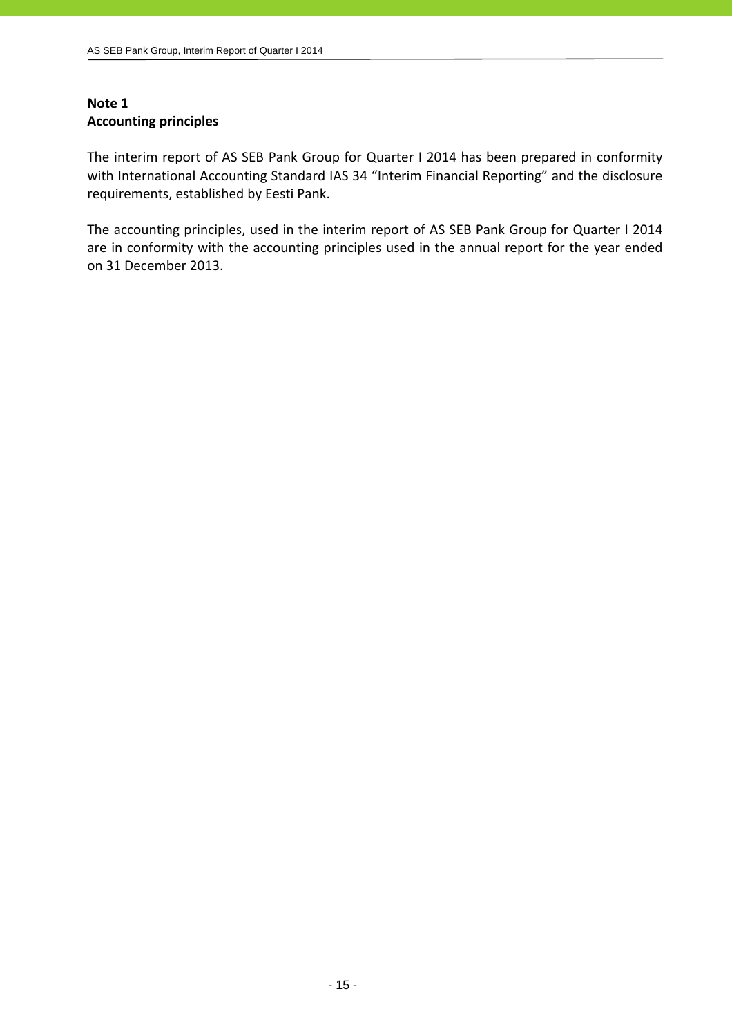**Note 1**
**Accounting principles**

The interim report of AS SEB Pank Group for Quarter I 2014 has been prepared in conformity with International Accounting Standard IAS 34 “Interim Financial Reporting” and the disclosure requirements, established by Eesti Pank.

The accounting principles, used in the interim report of AS SEB Pank Group for Quarter I 2014 are in conformity with the accounting principles used in the annual report for the year ended on 31 December 2013.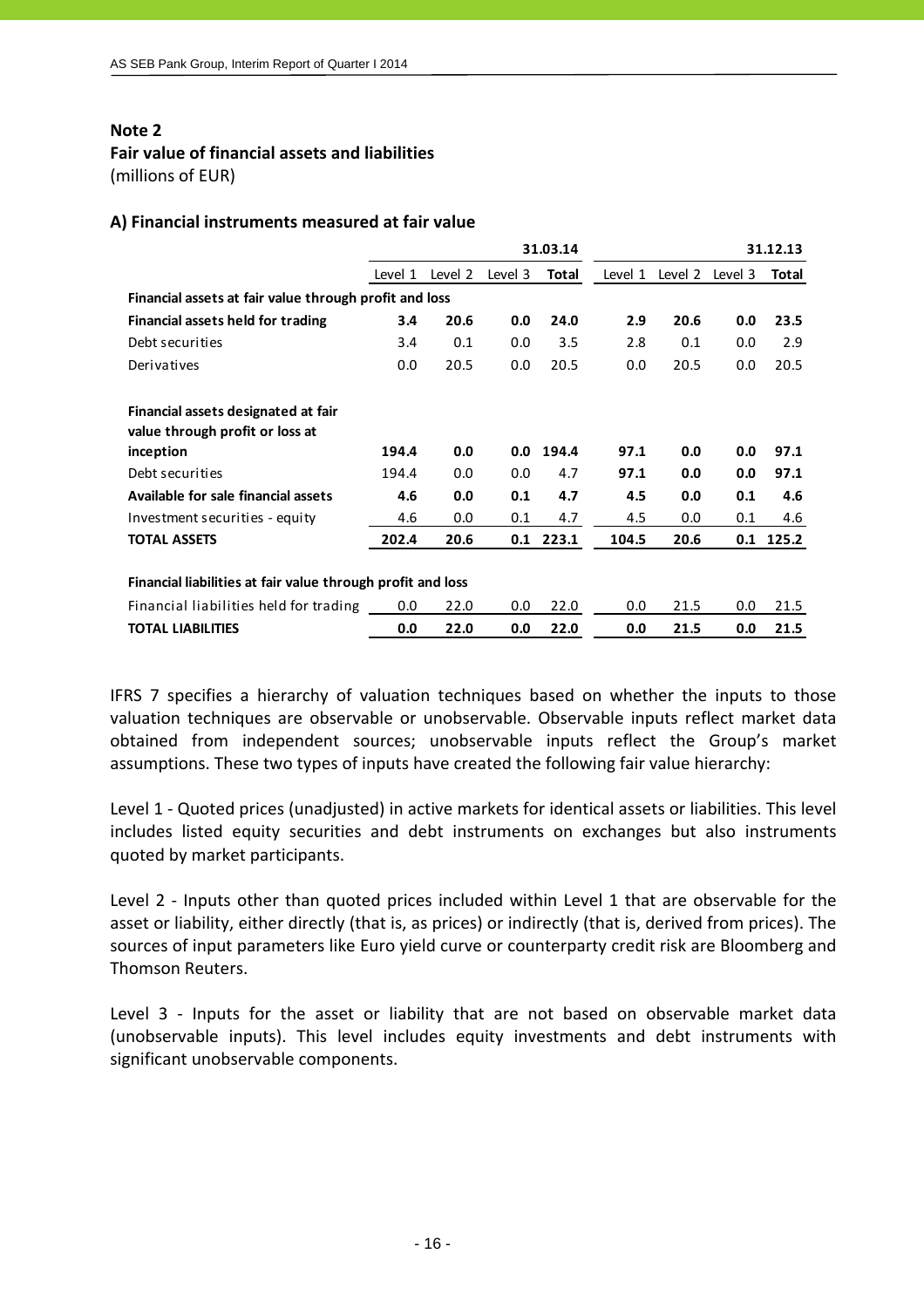**Note 2**

**Fair value of financial assets and liabilities**

(millions of EUR)

**A) Financial instruments measured at fair value**

| | 31.03.14 | | | | 31.12.13 | | | |
|---|---|---|---|---|---|---|---|---|
| | Level 1 | Level 2 | Level 3 | **Total** | Level 1 | Level 2 | Level 3 | **Total** |
| **Financial assets at fair value through profit and loss** | | | | | | | | |
| **Financial assets held for trading** | **3.4** | **20.6** | **0.0** | **24.0** | **2.9** | **20.6** | **0.0** | **23.5** |
| Debt securities | 3.4 | 0.1 | 0.0 | 3.5 | 2.8 | 0.1 | 0.0 | 2.9 |
| Derivatives | 0.0 | 20.5 | 0.0 | 20.5 | 0.0 | 20.5 | 0.0 | 20.5 |
| **Financial assets designated at fair value through profit or loss at inception** | **194.4** | **0.0** | **0.0** | **194.4** | **97.1** | **0.0** | **0.0** | **97.1** |
| Debt securities | 194.4 | 0.0 | 0.0 | 4.7 | **97.1** | **0.0** | **0.0** | **97.1** |
| **Available for sale financial assets** | **4.6** | **0.0** | **0.1** | **4.7** | **4.5** | **0.0** | **0.1** | **4.6** |
| Investment securities - equity | 4.6 | 0.0 | 0.1 | 4.7 | 4.5 | 0.0 | 0.1 | 4.6 |
| **TOTAL ASSETS** | **202.4** | **20.6** | **0.1** | **223.1** | **104.5** | **20.6** | **0.1** | **125.2** |
| **Financial liabilities at fair value through profit and loss** | | | | | | | | |
| Financial liabilities held for trading | 0.0 | 22.0 | 0.0 | 22.0 | 0.0 | 21.5 | 0.0 | 21.5 |
| **TOTAL LIABILITIES** | **0.0** | **22.0** | **0.0** | **22.0** | **0.0** | **21.5** | **0.0** | **21.5** |

IFRS 7 specifies a hierarchy of valuation techniques based on whether the inputs to those valuation techniques are observable or unobservable. Observable inputs reflect market data obtained from independent sources; unobservable inputs reflect the Group's market assumptions. These two types of inputs have created the following fair value hierarchy:

Level 1 - Quoted prices (unadjusted) in active markets for identical assets or liabilities. This level includes listed equity securities and debt instruments on exchanges but also instruments quoted by market participants.

Level 2 - Inputs other than quoted prices included within Level 1 that are observable for the asset or liability, either directly (that is, as prices) or indirectly (that is, derived from prices). The sources of input parameters like Euro yield curve or counterparty credit risk are Bloomberg and Thomson Reuters.

Level 3 - Inputs for the asset or liability that are not based on observable market data (unobservable inputs). This level includes equity investments and debt instruments with significant unobservable components.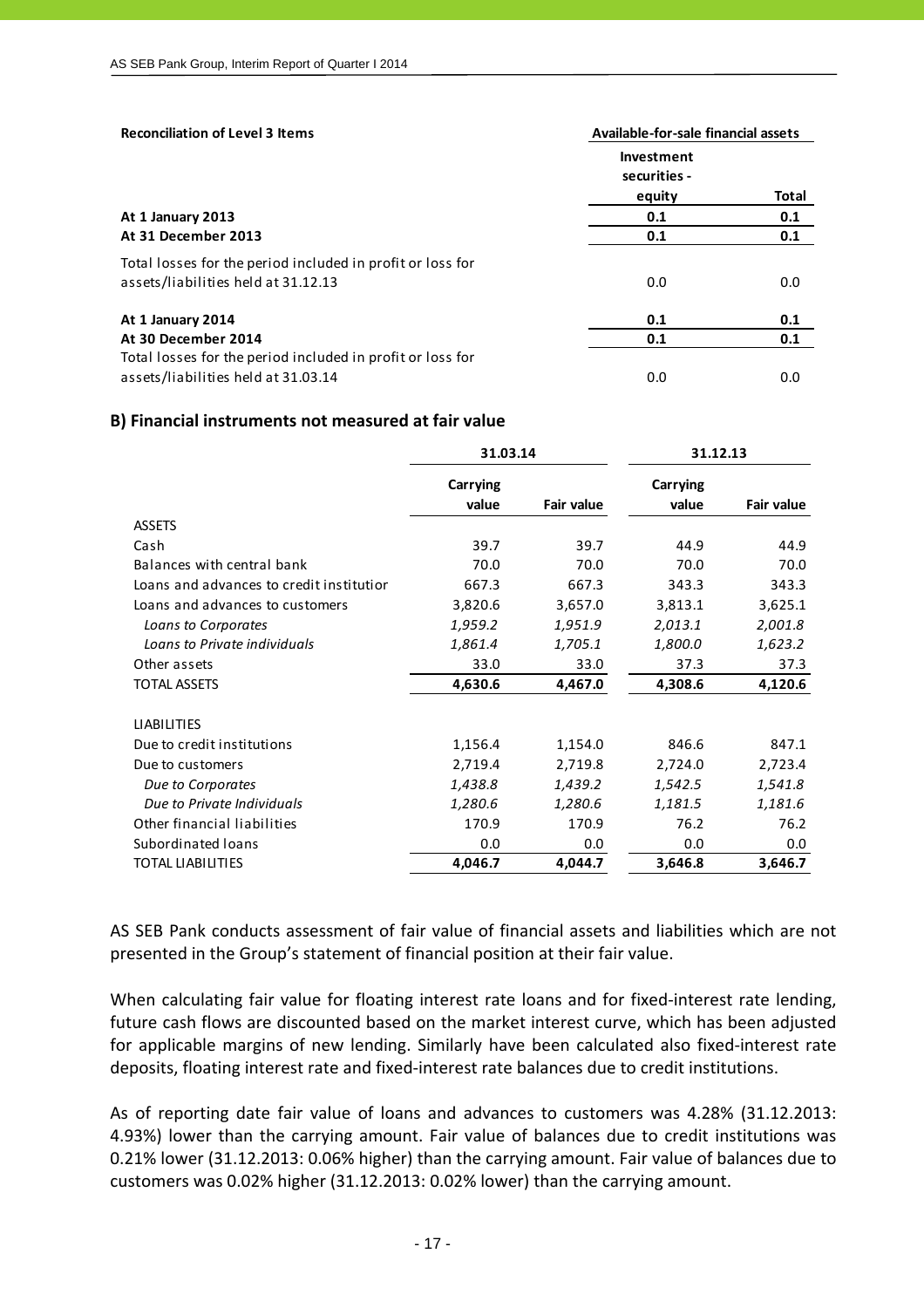| **Reconciliation of Level 3 Items** | **Available-for-sale financial assets** | |
|---|---|---|
| | **Investment securities - equity** | **Total** |
| **At 1 January 2013** | **0.1** | **0.1** |
| **At 31 December 2013** | **0.1** | **0.1** |
| Total losses for the period included in profit or loss for assets/liabilities held at 31.12.13 | 0.0 | 0.0 |
| **At 1 January 2014** | **0.1** | **0.1** |
| **At 30 December 2014** | **0.1** | **0.1** |
| Total losses for the period included in profit or loss for assets/liabilities held at 31.03.14 | 0.0 | 0.0 |

### B) Financial instruments not measured at fair value

| | **31.03.14** | | **31.12.13** | |
|---|---|---|---|---|
| | **Carrying value** | **Fair value** | **Carrying value** | **Fair value** |
| ASSETS | | | | |
| Cash | 39.7 | 39.7 | 44.9 | 44.9 |
| Balances with central bank | 70.0 | 70.0 | 70.0 | 70.0 |
| Loans and advances to credit institutior | 667.3 | 667.3 | 343.3 | 343.3 |
| Loans and advances to customers | 3,820.6 | 3,657.0 | 3,813.1 | 3,625.1 |
| *Loans to Corporates* | *1,959.2* | *1,951.9* | *2,013.1* | *2,001.8* |
| *Loans to Private individuals* | *1,861.4* | *1,705.1* | *1,800.0* | *1,623.2* |
| Other assets | 33.0 | 33.0 | 37.3 | 37.3 |
| TOTAL ASSETS | **4,630.6** | **4,467.0** | **4,308.6** | **4,120.6** |
| | | | | |
| LIABILITIES | | | | |
| Due to credit institutions | 1,156.4 | 1,154.0 | 846.6 | 847.1 |
| Due to customers | 2,719.4 | 2,719.8 | 2,724.0 | 2,723.4 |
| *Due to Corporates* | *1,438.8* | *1,439.2* | *1,542.5* | *1,541.8* |
| *Due to Private Individuals* | *1,280.6* | *1,280.6* | *1,181.5* | *1,181.6* |
| Other financial liabilities | 170.9 | 170.9 | 76.2 | 76.2 |
| Subordinated loans | 0.0 | 0.0 | 0.0 | 0.0 |
| TOTAL LIABILITIES | **4,046.7** | **4,044.7** | **3,646.8** | **3,646.7** |

AS SEB Pank conducts assessment of fair value of financial assets and liabilities which are not presented in the Group's statement of financial position at their fair value.

When calculating fair value for floating interest rate loans and for fixed-interest rate lending, future cash flows are discounted based on the market interest curve, which has been adjusted for applicable margins of new lending. Similarly have been calculated also fixed-interest rate deposits, floating interest rate and fixed-interest rate balances due to credit institutions.

As of reporting date fair value of loans and advances to customers was 4.28% (31.12.2013: 4.93%) lower than the carrying amount. Fair value of balances due to credit institutions was 0.21% lower (31.12.2013: 0.06% higher) than the carrying amount. Fair value of balances due to customers was 0.02% higher (31.12.2013: 0.02% lower) than the carrying amount.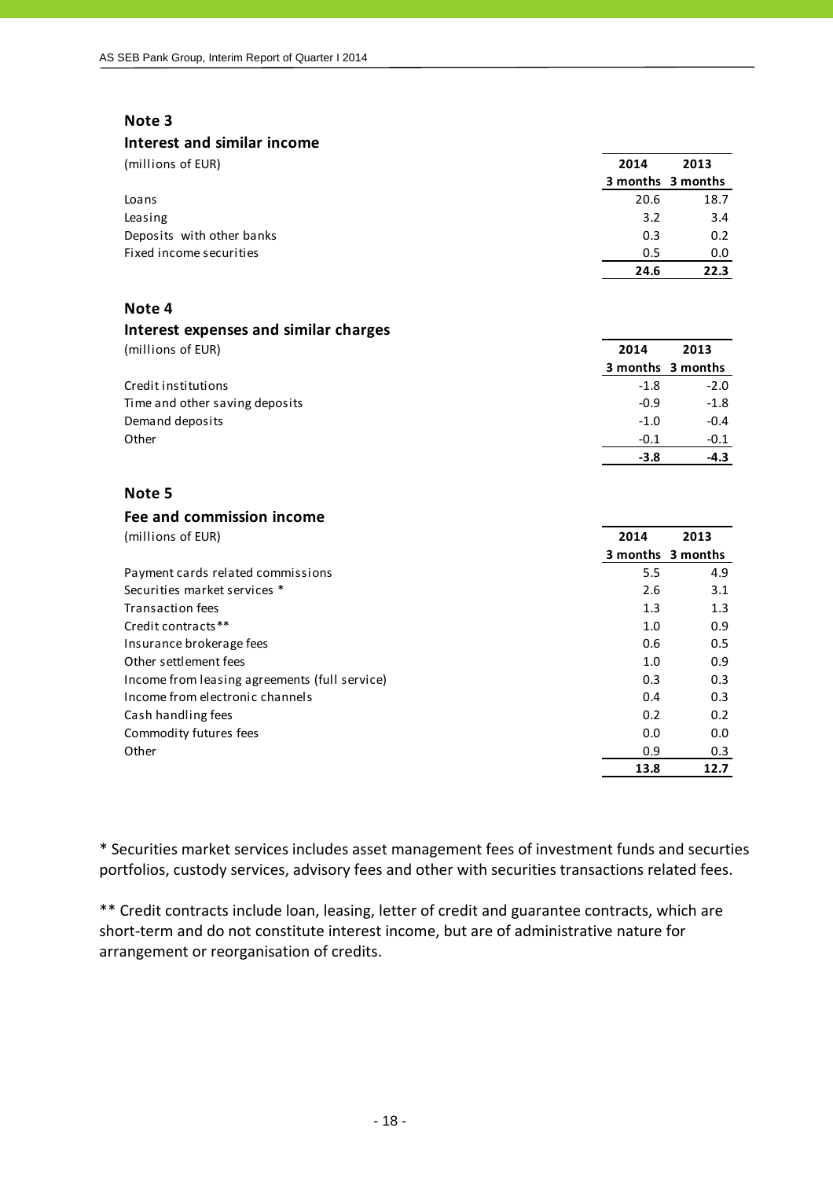## Note 3

### Interest and similar income

| (millions of EUR) | 2014 3 months | 2013 3 months |
|---|---|---|
| Loans | 20.6 | 18.7 |
| Leasing | 3.2 | 3.4 |
| Deposits with other banks | 0.3 | 0.2 |
| Fixed income securities | 0.5 | 0.0 |
| | **24.6** | **22.3** |

## Note 4

### Interest expenses and similar charges

| (millions of EUR) | 2014 3 months | 2013 3 months |
|---|---|---|
| Credit institutions | -1.8 | -2.0 |
| Time and other saving deposits | -0.9 | -1.8 |
| Demand deposits | -1.0 | -0.4 |
| Other | -0.1 | -0.1 |
| | **-3.8** | **-4.3** |

## Note 5

### Fee and commission income

| (millions of EUR) | 2014 3 months | 2013 3 months |
|---|---|---|
| Payment cards related commissions | 5.5 | 4.9 |
| Securities market services * | 2.6 | 3.1 |
| Transaction fees | 1.3 | 1.3 |
| Credit contracts** | 1.0 | 0.9 |
| Insurance brokerage fees | 0.6 | 0.5 |
| Other settlement fees | 1.0 | 0.9 |
| Income from leasing agreements (full service) | 0.3 | 0.3 |
| Income from electronic channels | 0.4 | 0.3 |
| Cash handling fees | 0.2 | 0.2 |
| Commodity futures fees | 0.0 | 0.0 |
| Other | 0.9 | 0.3 |
| | **13.8** | **12.7** |

* Securities market services includes asset management fees of investment funds and securties portfolios, custody services, advisory fees and other with securities transactions related fees.

** Credit contracts include loan, leasing, letter of credit and guarantee contracts, which are short-term and do not constitute interest income, but are of administrative nature for arrangement or reorganisation of credits.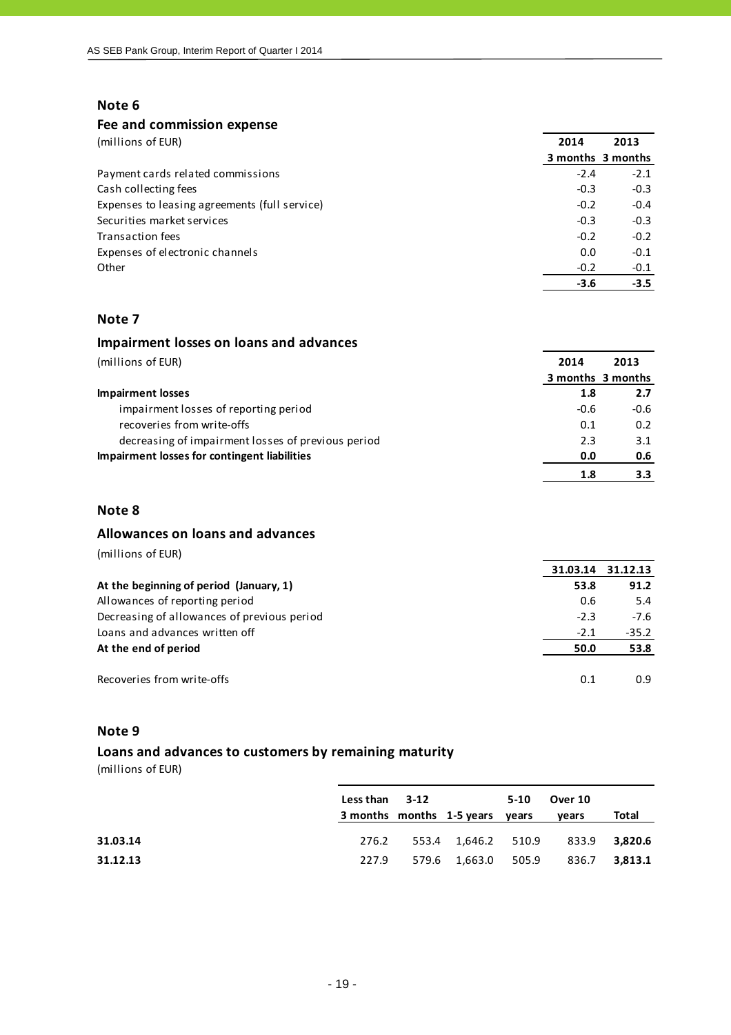## Note 6

### Fee and commission expense

(millions of EUR)

| | 2014 3 months | 2013 3 months |
|---|---|---|
| Payment cards related commissions | -2.4 | -2.1 |
| Cash collecting fees | -0.3 | -0.3 |
| Expenses to leasing agreements (full service) | -0.2 | -0.4 |
| Securities market services | -0.3 | -0.3 |
| Transaction fees | -0.2 | -0.2 |
| Expenses of electronic channels | 0.0 | -0.1 |
| Other | -0.2 | -0.1 |
| | **-3.6** | **-3.5** |

## Note 7

### Impairment losses on loans and advances

(millions of EUR)

| | 2014 3 months | 2013 3 months |
|---|---|---|
| **Impairment losses** | **1.8** | **2.7** |
| impairment losses of reporting period | -0.6 | -0.6 |
| recoveries from write-offs | 0.1 | 0.2 |
| decreasing of impairment losses of previous period | 2.3 | 3.1 |
| **Impairment losses for contingent liabilities** | **0.0** | **0.6** |
| | **1.8** | **3.3** |

## Note 8

### Allowances on loans and advances

(millions of EUR)

| | 31.03.14 | 31.12.13 |
|---|---|---|
| **At the beginning of period (January, 1)** | **53.8** | **91.2** |
| Allowances of reporting period | 0.6 | 5.4 |
| Decreasing of allowances of previous period | -2.3 | -7.6 |
| Loans and advances written off | -2.1 | -35.2 |
| **At the end of period** | **50.0** | **53.8** |
| | | |
| Recoveries from write-offs | 0.1 | 0.9 |

## Note 9

### Loans and advances to customers by remaining maturity

(millions of EUR)

| | Less than 3 months | 3-12 months | 1-5 years | 5-10 years | Over 10 years | Total |
|---|---|---|---|---|---|---|
| **31.03.14** | 276.2 | 553.4 | 1,646.2 | 510.9 | 833.9 | **3,820.6** |
| **31.12.13** | 227.9 | 579.6 | 1,663.0 | 505.9 | 836.7 | **3,813.1** |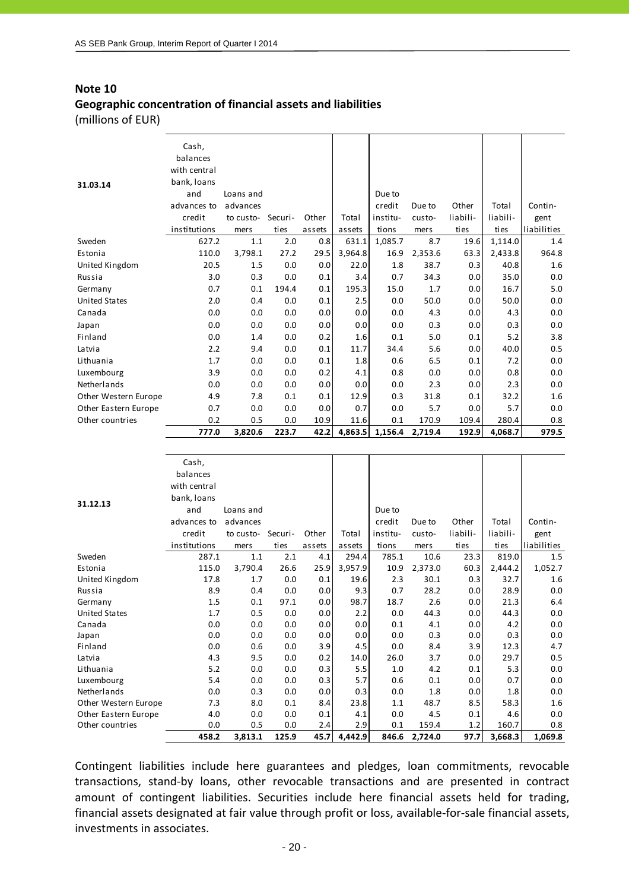## Note 10

### Geographic concentration of financial assets and liabilities

(millions of EUR)

| 31.03.14 | Cash, balances with central bank, loans and advances to credit institutions | Loans and advances to customers | Securities | Other assets | Total assets | Due to credit institutions | Due to customers | Other liabilities | Total liabilities | Contingent liabilities |
|---|---|---|---|---|---|---|---|---|---|---|
| Sweden | 627.2 | 1.1 | 2.0 | 0.8 | 631.1 | 1,085.7 | 8.7 | 19.6 | 1,114.0 | 1.4 |
| Estonia | 110.0 | 3,798.1 | 27.2 | 29.5 | 3,964.8 | 16.9 | 2,353.6 | 63.3 | 2,433.8 | 964.8 |
| United Kingdom | 20.5 | 1.5 | 0.0 | 0.0 | 22.0 | 1.8 | 38.7 | 0.3 | 40.8 | 1.6 |
| Russia | 3.0 | 0.3 | 0.0 | 0.1 | 3.4 | 0.7 | 34.3 | 0.0 | 35.0 | 0.0 |
| Germany | 0.7 | 0.1 | 194.4 | 0.1 | 195.3 | 15.0 | 1.7 | 0.0 | 16.7 | 5.0 |
| United States | 2.0 | 0.4 | 0.0 | 0.1 | 2.5 | 0.0 | 50.0 | 0.0 | 50.0 | 0.0 |
| Canada | 0.0 | 0.0 | 0.0 | 0.0 | 0.0 | 0.0 | 4.3 | 0.0 | 4.3 | 0.0 |
| Japan | 0.0 | 0.0 | 0.0 | 0.0 | 0.0 | 0.0 | 0.3 | 0.0 | 0.3 | 0.0 |
| Finland | 0.0 | 1.4 | 0.0 | 0.2 | 1.6 | 0.1 | 5.0 | 0.1 | 5.2 | 3.8 |
| Latvia | 2.2 | 9.4 | 0.0 | 0.1 | 11.7 | 34.4 | 5.6 | 0.0 | 40.0 | 0.5 |
| Lithuania | 1.7 | 0.0 | 0.0 | 0.1 | 1.8 | 0.6 | 6.5 | 0.1 | 7.2 | 0.0 |
| Luxembourg | 3.9 | 0.0 | 0.0 | 0.2 | 4.1 | 0.8 | 0.0 | 0.0 | 0.8 | 0.0 |
| Netherlands | 0.0 | 0.0 | 0.0 | 0.0 | 0.0 | 0.0 | 2.3 | 0.0 | 2.3 | 0.0 |
| Other Western Europe | 4.9 | 7.8 | 0.1 | 0.1 | 12.9 | 0.3 | 31.8 | 0.1 | 32.2 | 1.6 |
| Other Eastern Europe | 0.7 | 0.0 | 0.0 | 0.0 | 0.7 | 0.0 | 5.7 | 0.0 | 5.7 | 0.0 |
| Other countries | 0.2 | 0.5 | 0.0 | 10.9 | 11.6 | 0.1 | 170.9 | 109.4 | 280.4 | 0.8 |
| | **777.0** | **3,820.6** | **223.7** | **42.2** | **4,863.5** | **1,156.4** | **2,719.4** | **192.9** | **4,068.7** | **979.5** |

| 31.12.13 | Cash, balances with central bank, loans and advances to credit institutions | Loans and advances to customers | Securities | Other assets | Total assets | Due to credit institutions | Due to customers | Other liabilities | Total liabilities | Contingent liabilities |
|---|---|---|---|---|---|---|---|---|---|---|
| Sweden | 287.1 | 1.1 | 2.1 | 4.1 | 294.4 | 785.1 | 10.6 | 23.3 | 819.0 | 1.5 |
| Estonia | 115.0 | 3,790.4 | 26.6 | 25.9 | 3,957.9 | 10.9 | 2,373.0 | 60.3 | 2,444.2 | 1,052.7 |
| United Kingdom | 17.8 | 1.7 | 0.0 | 0.1 | 19.6 | 2.3 | 30.1 | 0.3 | 32.7 | 1.6 |
| Russia | 8.9 | 0.4 | 0.0 | 0.0 | 9.3 | 0.7 | 28.2 | 0.0 | 28.9 | 0.0 |
| Germany | 1.5 | 0.1 | 97.1 | 0.0 | 98.7 | 18.7 | 2.6 | 0.0 | 21.3 | 6.4 |
| United States | 1.7 | 0.5 | 0.0 | 0.0 | 2.2 | 0.0 | 44.3 | 0.0 | 44.3 | 0.0 |
| Canada | 0.0 | 0.0 | 0.0 | 0.0 | 0.0 | 0.1 | 4.1 | 0.0 | 4.2 | 0.0 |
| Japan | 0.0 | 0.0 | 0.0 | 0.0 | 0.0 | 0.0 | 0.3 | 0.0 | 0.3 | 0.0 |
| Finland | 0.0 | 0.6 | 0.0 | 3.9 | 4.5 | 0.0 | 8.4 | 3.9 | 12.3 | 4.7 |
| Latvia | 4.3 | 9.5 | 0.0 | 0.2 | 14.0 | 26.0 | 3.7 | 0.0 | 29.7 | 0.5 |
| Lithuania | 5.2 | 0.0 | 0.0 | 0.3 | 5.5 | 1.0 | 4.2 | 0.1 | 5.3 | 0.0 |
| Luxembourg | 5.4 | 0.0 | 0.0 | 0.3 | 5.7 | 0.6 | 0.1 | 0.0 | 0.7 | 0.0 |
| Netherlands | 0.0 | 0.3 | 0.0 | 0.0 | 0.3 | 0.0 | 1.8 | 0.0 | 1.8 | 0.0 |
| Other Western Europe | 7.3 | 8.0 | 0.1 | 8.4 | 23.8 | 1.1 | 48.7 | 8.5 | 58.3 | 1.6 |
| Other Eastern Europe | 4.0 | 0.0 | 0.0 | 0.1 | 4.1 | 0.0 | 4.5 | 0.1 | 4.6 | 0.0 |
| Other countries | 0.0 | 0.5 | 0.0 | 2.4 | 2.9 | 0.1 | 159.4 | 1.2 | 160.7 | 0.8 |
| | **458.2** | **3,813.1** | **125.9** | **45.7** | **4,442.9** | **846.6** | **2,724.0** | **97.7** | **3,668.3** | **1,069.8** |

Contingent liabilities include here guarantees and pledges, loan commitments, revocable transactions, stand-by loans, other revocable transactions and are presented in contract amount of contingent liabilities. Securities include here financial assets held for trading, financial assets designated at fair value through profit or loss, available-for-sale financial assets, investments in associates.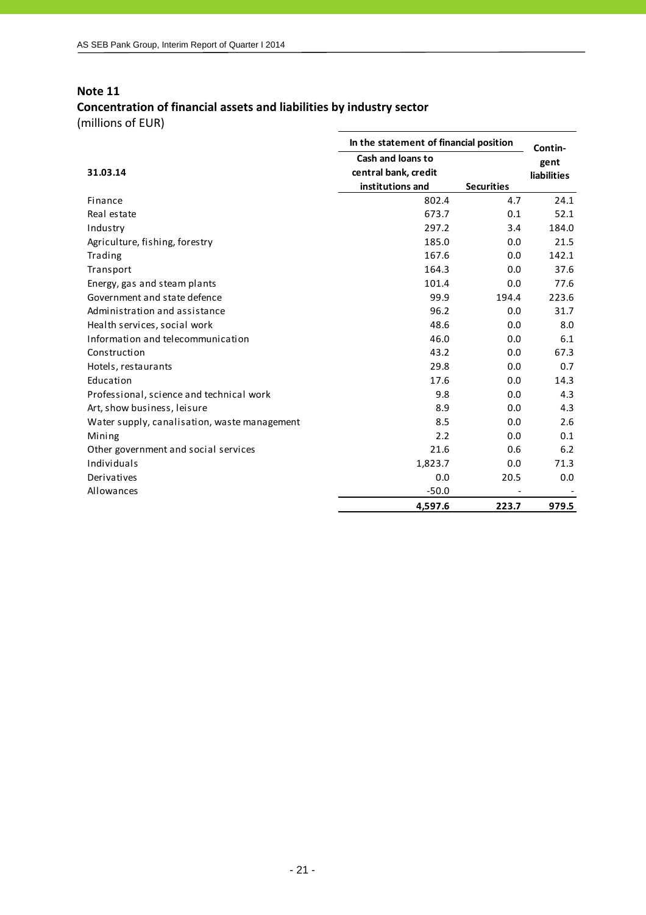## Note 11

## Concentration of financial assets and liabilities by industry sector

(millions of EUR)

| 31.03.14 | In the statement of financial position | | Contin-gent liabilities |
|---|---|---|---|
| | Cash and loans to central bank, credit institutions and | Securities | |
| Finance | 802.4 | 4.7 | 24.1 |
| Real estate | 673.7 | 0.1 | 52.1 |
| Industry | 297.2 | 3.4 | 184.0 |
| Agriculture, fishing, forestry | 185.0 | 0.0 | 21.5 |
| Trading | 167.6 | 0.0 | 142.1 |
| Transport | 164.3 | 0.0 | 37.6 |
| Energy, gas and steam plants | 101.4 | 0.0 | 77.6 |
| Government and state defence | 99.9 | 194.4 | 223.6 |
| Administration and assistance | 96.2 | 0.0 | 31.7 |
| Health services, social work | 48.6 | 0.0 | 8.0 |
| Information and telecommunication | 46.0 | 0.0 | 6.1 |
| Construction | 43.2 | 0.0 | 67.3 |
| Hotels, restaurants | 29.8 | 0.0 | 0.7 |
| Education | 17.6 | 0.0 | 14.3 |
| Professional, science and technical work | 9.8 | 0.0 | 4.3 |
| Art, show business, leisure | 8.9 | 0.0 | 4.3 |
| Water supply, canalisation, waste management | 8.5 | 0.0 | 2.6 |
| Mining | 2.2 | 0.0 | 0.1 |
| Other government and social services | 21.6 | 0.6 | 6.2 |
| Individuals | 1,823.7 | 0.0 | 71.3 |
| Derivatives | 0.0 | 20.5 | 0.0 |
| Allowances | -50.0 | - | - |
| | **4,597.6** | **223.7** | **979.5** |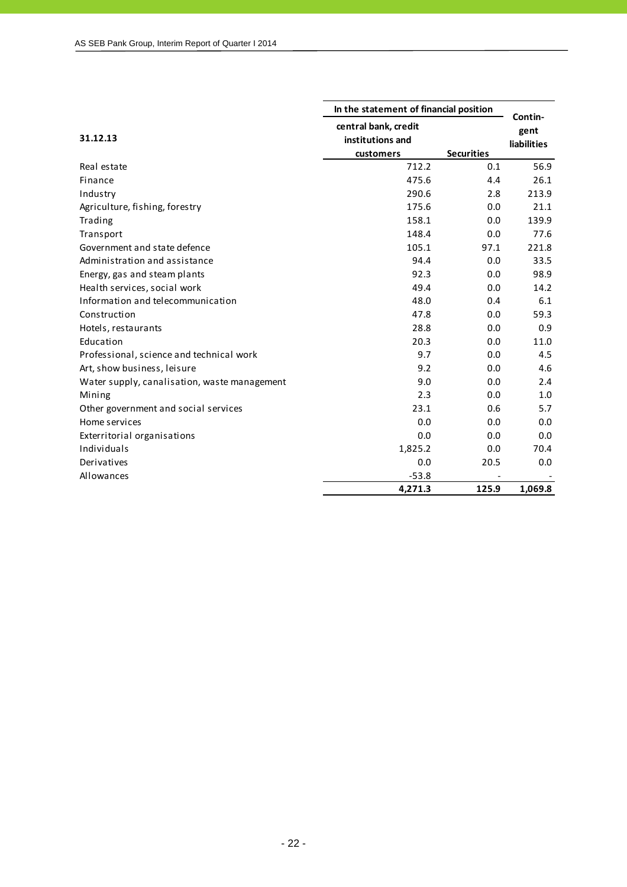| 31.12.13 | In the statement of financial position | | Contin-gent liabilities |
|---|---|---|---|
| | central bank, credit institutions and customers | Securities | |
| Real estate | 712.2 | 0.1 | 56.9 |
| Finance | 475.6 | 4.4 | 26.1 |
| Industry | 290.6 | 2.8 | 213.9 |
| Agriculture, fishing, forestry | 175.6 | 0.0 | 21.1 |
| Trading | 158.1 | 0.0 | 139.9 |
| Transport | 148.4 | 0.0 | 77.6 |
| Government and state defence | 105.1 | 97.1 | 221.8 |
| Administration and assistance | 94.4 | 0.0 | 33.5 |
| Energy, gas and steam plants | 92.3 | 0.0 | 98.9 |
| Health services, social work | 49.4 | 0.0 | 14.2 |
| Information and telecommunication | 48.0 | 0.4 | 6.1 |
| Construction | 47.8 | 0.0 | 59.3 |
| Hotels, restaurants | 28.8 | 0.0 | 0.9 |
| Education | 20.3 | 0.0 | 11.0 |
| Professional, science and technical work | 9.7 | 0.0 | 4.5 |
| Art, show business, leisure | 9.2 | 0.0 | 4.6 |
| Water supply, canalisation, waste management | 9.0 | 0.0 | 2.4 |
| Mining | 2.3 | 0.0 | 1.0 |
| Other government and social services | 23.1 | 0.6 | 5.7 |
| Home services | 0.0 | 0.0 | 0.0 |
| Exterritorial organisations | 0.0 | 0.0 | 0.0 |
| Individuals | 1,825.2 | 0.0 | 70.4 |
| Derivatives | 0.0 | 20.5 | 0.0 |
| Allowances | -53.8 | - | - |
| | **4,271.3** | **125.9** | **1,069.8** |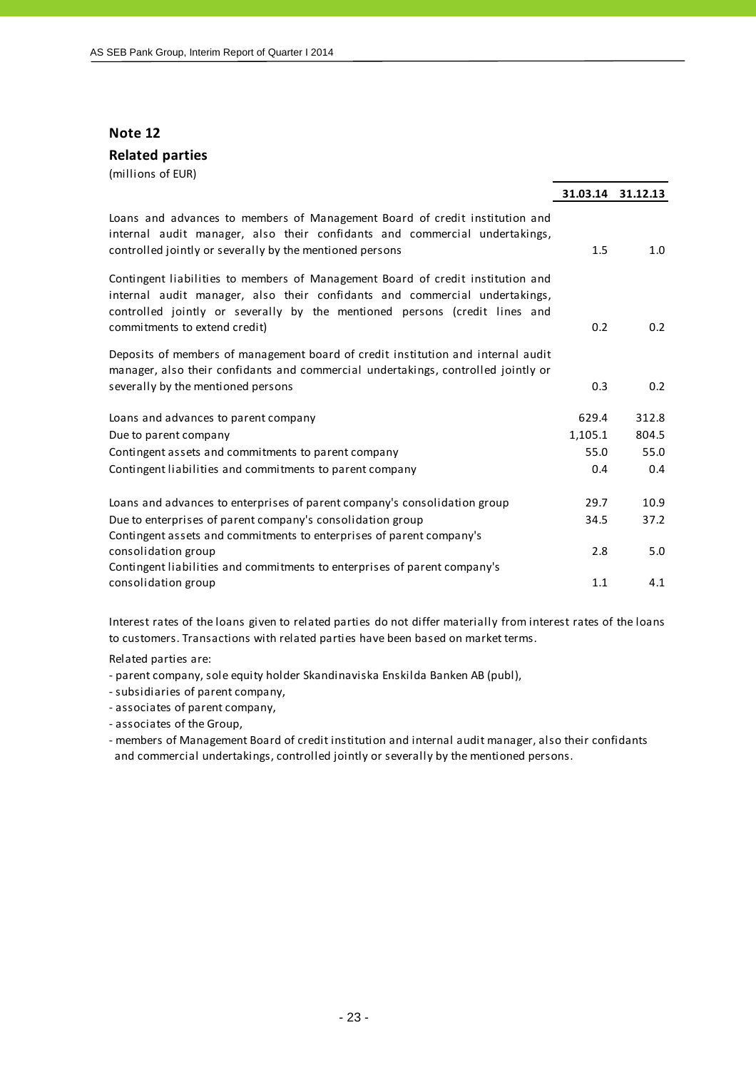## Note 12

## Related parties

(millions of EUR)

| | 31.03.14 | 31.12.13 |
|---|---|---|
| Loans and advances to members of Management Board of credit institution and internal audit manager, also their confidants and commercial undertakings, controlled jointly or severally by the mentioned persons | 1.5 | 1.0 |
| Contingent liabilities to members of Management Board of credit institution and internal audit manager, also their confidants and commercial undertakings, controlled jointly or severally by the mentioned persons (credit lines and commitments to extend credit) | 0.2 | 0.2 |
| Deposits of members of management board of credit institution and internal audit manager, also their confidants and commercial undertakings, controlled jointly or severally by the mentioned persons | 0.3 | 0.2 |
| Loans and advances to parent company | 629.4 | 312.8 |
| Due to parent company | 1,105.1 | 804.5 |
| Contingent assets and commitments to parent company | 55.0 | 55.0 |
| Contingent liabilities and commitments to parent company | 0.4 | 0.4 |
| Loans and advances to enterprises of parent company's consolidation group | 29.7 | 10.9 |
| Due to enterprises of parent company's consolidation group | 34.5 | 37.2 |
| Contingent assets and commitments to enterprises of parent company's consolidation group | 2.8 | 5.0 |
| Contingent liabilities and commitments to enterprises of parent company's consolidation group | 1.1 | 4.1 |

Interest rates of the loans given to related parties do not differ materially from interest rates of the loans to customers. Transactions with related parties have been based on market terms.

Related parties are:

- parent company, sole equity holder Skandinaviska Enskilda Banken AB (publ),
- subsidiaries of parent company,
- associates of parent company,
- associates of the Group,
- members of Management Board of credit institution and internal audit manager, also their confidants and commercial undertakings, controlled jointly or severally by the mentioned persons.